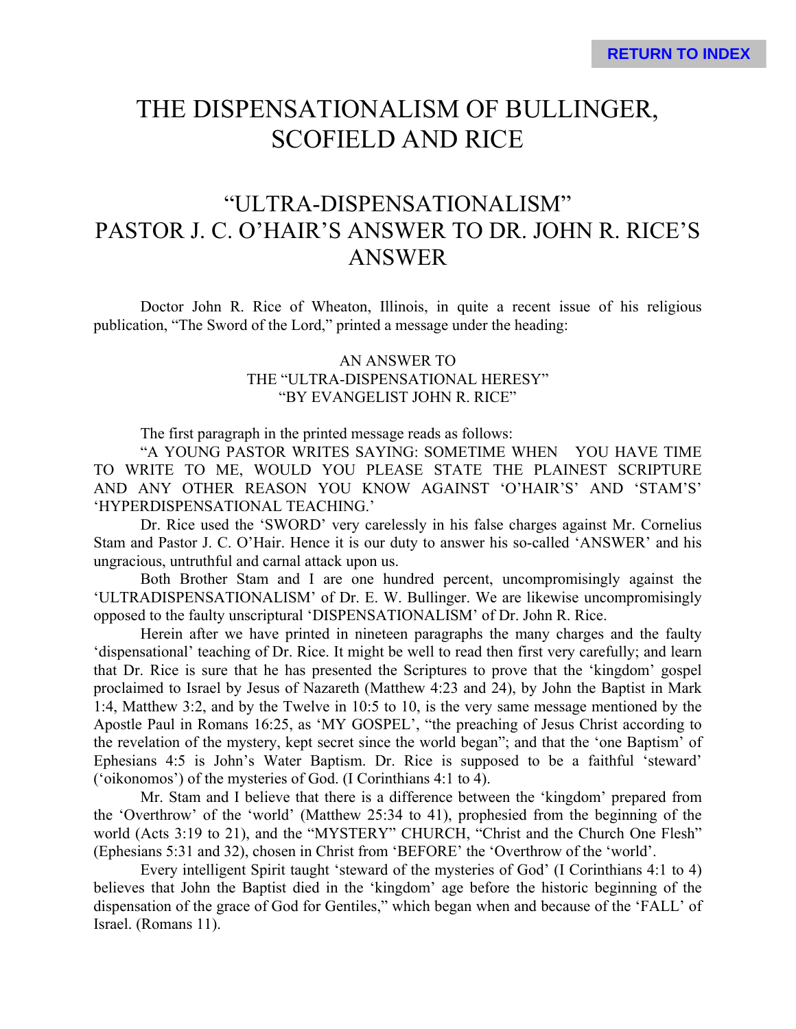# THE DISPENSATIONALISM OF BULLINGER, SCOFIELD AND RICE

## "ULTRA-DISPENSATIONALISM" PASTOR J. C. O'HAIR'S ANSWER TO DR. JOHN R. RICE'S ANSWER

Doctor John R. Rice of Wheaton, Illinois, in quite a recent issue of his religious publication, "The Sword of the Lord," printed a message under the heading:

AN ANSWER TO
THE "ULTRA-DISPENSATIONAL HERESY"
"BY EVANGELIST JOHN R. RICE"

The first paragraph in the printed message reads as follows:

"A YOUNG PASTOR WRITES SAYING: SOMETIME WHEN YOU HAVE TIME TO WRITE TO ME, WOULD YOU PLEASE STATE THE PLAINEST SCRIPTURE AND ANY OTHER REASON YOU KNOW AGAINST 'O'HAIR'S' AND 'STAM'S' 'HYPERDISPENSATIONAL TEACHING.'

Dr. Rice used the 'SWORD' very carelessly in his false charges against Mr. Cornelius Stam and Pastor J. C. O'Hair. Hence it is our duty to answer his so-called 'ANSWER' and his ungracious, untruthful and carnal attack upon us.

Both Brother Stam and I are one hundred percent, uncompromisingly against the 'ULTRADISPENSATIONALISM' of Dr. E. W. Bullinger. We are likewise uncompromisingly opposed to the faulty unscriptural 'DISPENSATIONALISM' of Dr. John R. Rice.

Herein after we have printed in nineteen paragraphs the many charges and the faulty 'dispensational' teaching of Dr. Rice. It might be well to read then first very carefully; and learn that Dr. Rice is sure that he has presented the Scriptures to prove that the 'kingdom' gospel proclaimed to Israel by Jesus of Nazareth (Matthew 4:23 and 24), by John the Baptist in Mark 1:4, Matthew 3:2, and by the Twelve in 10:5 to 10, is the very same message mentioned by the Apostle Paul in Romans 16:25, as 'MY GOSPEL', "the preaching of Jesus Christ according to the revelation of the mystery, kept secret since the world began"; and that the 'one Baptism' of Ephesians 4:5 is John's Water Baptism. Dr. Rice is supposed to be a faithful 'steward' ('oikonomos') of the mysteries of God. (I Corinthians 4:1 to 4).

Mr. Stam and I believe that there is a difference between the 'kingdom' prepared from the 'Overthrow' of the 'world' (Matthew 25:34 to 41), prophesied from the beginning of the world (Acts 3:19 to 21), and the "MYSTERY" CHURCH, "Christ and the Church One Flesh" (Ephesians 5:31 and 32), chosen in Christ from 'BEFORE' the 'Overthrow of the 'world'.

Every intelligent Spirit taught 'steward of the mysteries of God' (I Corinthians 4:1 to 4) believes that John the Baptist died in the 'kingdom' age before the historic beginning of the dispensation of the grace of God for Gentiles," which began when and because of the 'FALL' of Israel. (Romans 11).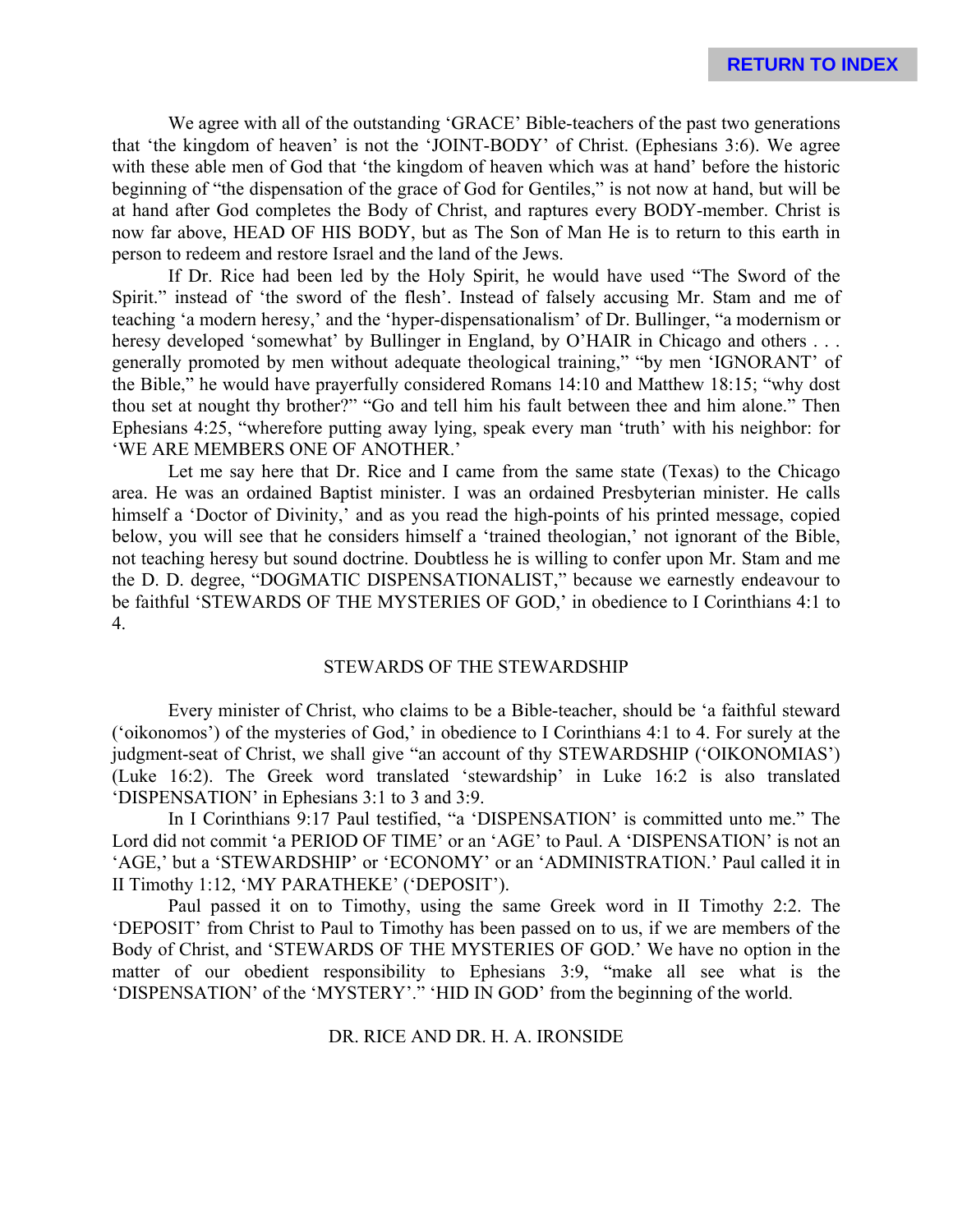We agree with all of the outstanding 'GRACE' Bible-teachers of the past two generations that 'the kingdom of heaven' is not the 'JOINT-BODY' of Christ. (Ephesians 3:6). We agree with these able men of God that 'the kingdom of heaven which was at hand' before the historic beginning of "the dispensation of the grace of God for Gentiles," is not now at hand, but will be at hand after God completes the Body of Christ, and raptures every BODY-member. Christ is now far above, HEAD OF HIS BODY, but as The Son of Man He is to return to this earth in person to redeem and restore Israel and the land of the Jews.

If Dr. Rice had been led by the Holy Spirit, he would have used "The Sword of the Spirit." instead of 'the sword of the flesh'. Instead of falsely accusing Mr. Stam and me of teaching 'a modern heresy,' and the 'hyper-dispensationalism' of Dr. Bullinger, "a modernism or heresy developed 'somewhat' by Bullinger in England, by O'HAIR in Chicago and others . . . generally promoted by men without adequate theological training," "by men 'IGNORANT' of the Bible," he would have prayerfully considered Romans 14:10 and Matthew 18:15; "why dost thou set at nought thy brother?" "Go and tell him his fault between thee and him alone." Then Ephesians 4:25, "wherefore putting away lying, speak every man 'truth' with his neighbor: for 'WE ARE MEMBERS ONE OF ANOTHER.'

Let me say here that Dr. Rice and I came from the same state (Texas) to the Chicago area. He was an ordained Baptist minister. I was an ordained Presbyterian minister. He calls himself a 'Doctor of Divinity,' and as you read the high-points of his printed message, copied below, you will see that he considers himself a 'trained theologian,' not ignorant of the Bible, not teaching heresy but sound doctrine. Doubtless he is willing to confer upon Mr. Stam and me the D. D. degree, "DOGMATIC DISPENSATIONALIST," because we earnestly endeavour to be faithful 'STEWARDS OF THE MYSTERIES OF GOD,' in obedience to I Corinthians 4:1 to 4.

## STEWARDS OF THE STEWARDSHIP

Every minister of Christ, who claims to be a Bible-teacher, should be 'a faithful steward ('oikonomos') of the mysteries of God,' in obedience to I Corinthians 4:1 to 4. For surely at the judgment-seat of Christ, we shall give "an account of thy STEWARDSHIP ('OIKONOMIAS') (Luke 16:2). The Greek word translated 'stewardship' in Luke 16:2 is also translated 'DISPENSATION' in Ephesians 3:1 to 3 and 3:9.

In I Corinthians 9:17 Paul testified, "a 'DISPENSATION' is committed unto me." The Lord did not commit 'a PERIOD OF TIME' or an 'AGE' to Paul. A 'DISPENSATION' is not an 'AGE,' but a 'STEWARDSHIP' or 'ECONOMY' or an 'ADMINISTRATION.' Paul called it in II Timothy 1:12, 'MY PARATHEKE' ('DEPOSIT').

Paul passed it on to Timothy, using the same Greek word in II Timothy 2:2. The 'DEPOSIT' from Christ to Paul to Timothy has been passed on to us, if we are members of the Body of Christ, and 'STEWARDS OF THE MYSTERIES OF GOD.' We have no option in the matter of our obedient responsibility to Ephesians 3:9, "make all see what is the 'DISPENSATION' of the 'MYSTERY'." 'HID IN GOD' from the beginning of the world.

## DR. RICE AND DR. H. A. IRONSIDE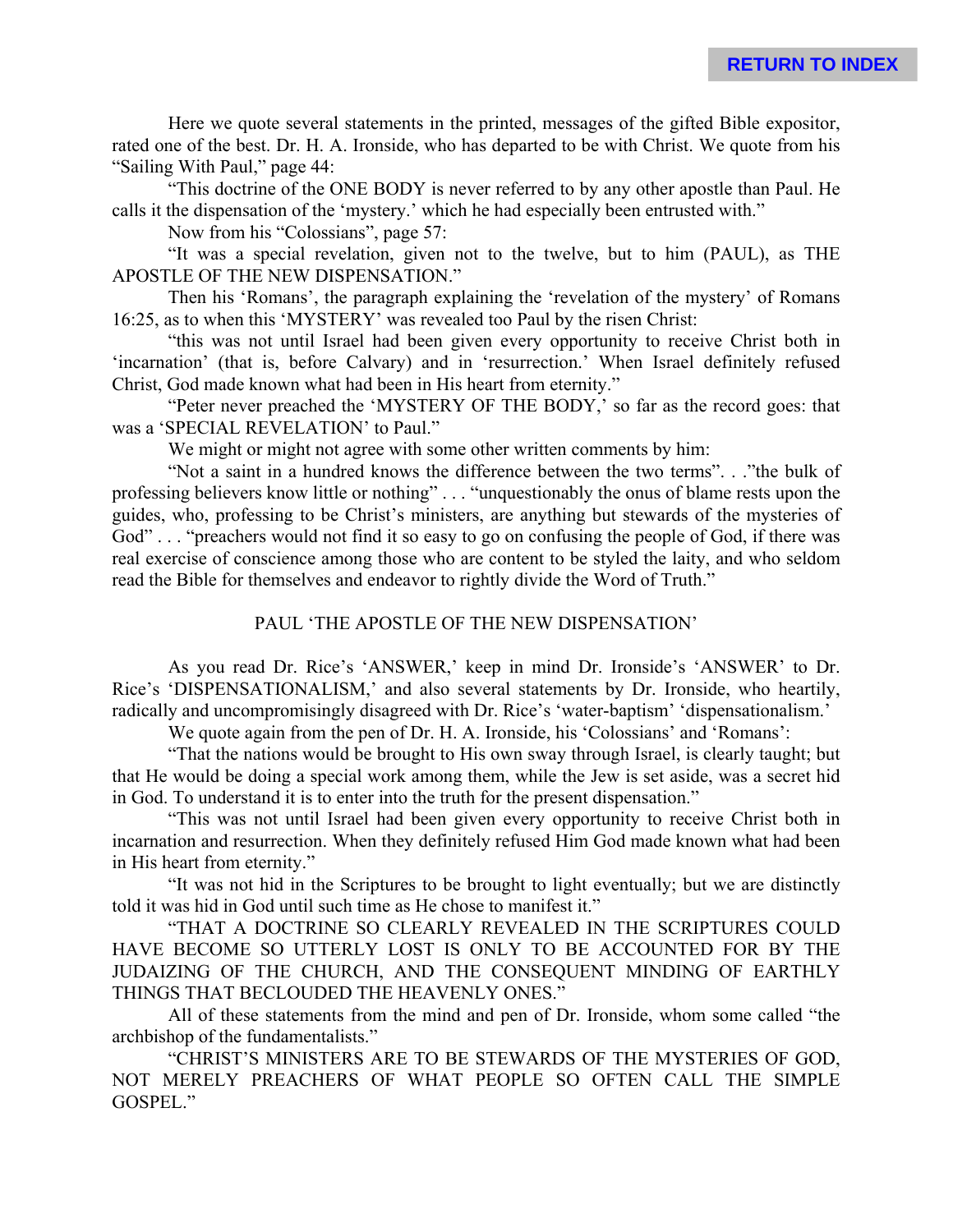Here we quote several statements in the printed, messages of the gifted Bible expositor, rated one of the best. Dr. H. A. Ironside, who has departed to be with Christ. We quote from his "Sailing With Paul," page 44:

"This doctrine of the ONE BODY is never referred to by any other apostle than Paul. He calls it the dispensation of the 'mystery.' which he had especially been entrusted with."

Now from his "Colossians", page 57:

"It was a special revelation, given not to the twelve, but to him (PAUL), as THE APOSTLE OF THE NEW DISPENSATION."

Then his 'Romans', the paragraph explaining the 'revelation of the mystery' of Romans 16:25, as to when this 'MYSTERY' was revealed too Paul by the risen Christ:

"this was not until Israel had been given every opportunity to receive Christ both in 'incarnation' (that is, before Calvary) and in 'resurrection.' When Israel definitely refused Christ, God made known what had been in His heart from eternity."

"Peter never preached the 'MYSTERY OF THE BODY,' so far as the record goes: that was a 'SPECIAL REVELATION' to Paul."

We might or might not agree with some other written comments by him:

"Not a saint in a hundred knows the difference between the two terms". . ."the bulk of professing believers know little or nothing" . . . "unquestionably the onus of blame rests upon the guides, who, professing to be Christ's ministers, are anything but stewards of the mysteries of God" . . . "preachers would not find it so easy to go on confusing the people of God, if there was real exercise of conscience among those who are content to be styled the laity, and who seldom read the Bible for themselves and endeavor to rightly divide the Word of Truth."

## PAUL 'THE APOSTLE OF THE NEW DISPENSATION'

As you read Dr. Rice's 'ANSWER,' keep in mind Dr. Ironside's 'ANSWER' to Dr. Rice's 'DISPENSATIONALISM,' and also several statements by Dr. Ironside, who heartily, radically and uncompromisingly disagreed with Dr. Rice's 'water-baptism' 'dispensationalism.'

We quote again from the pen of Dr. H. A. Ironside, his 'Colossians' and 'Romans':

"That the nations would be brought to His own sway through Israel, is clearly taught; but that He would be doing a special work among them, while the Jew is set aside, was a secret hid in God. To understand it is to enter into the truth for the present dispensation."

"This was not until Israel had been given every opportunity to receive Christ both in incarnation and resurrection. When they definitely refused Him God made known what had been in His heart from eternity."

"It was not hid in the Scriptures to be brought to light eventually; but we are distinctly told it was hid in God until such time as He chose to manifest it."

"THAT A DOCTRINE SO CLEARLY REVEALED IN THE SCRIPTURES COULD HAVE BECOME SO UTTERLY LOST IS ONLY TO BE ACCOUNTED FOR BY THE JUDAIZING OF THE CHURCH, AND THE CONSEQUENT MINDING OF EARTHLY THINGS THAT BECLOUDED THE HEAVENLY ONES."

All of these statements from the mind and pen of Dr. Ironside, whom some called "the archbishop of the fundamentalists."

"CHRIST'S MINISTERS ARE TO BE STEWARDS OF THE MYSTERIES OF GOD, NOT MERELY PREACHERS OF WHAT PEOPLE SO OFTEN CALL THE SIMPLE GOSPEL."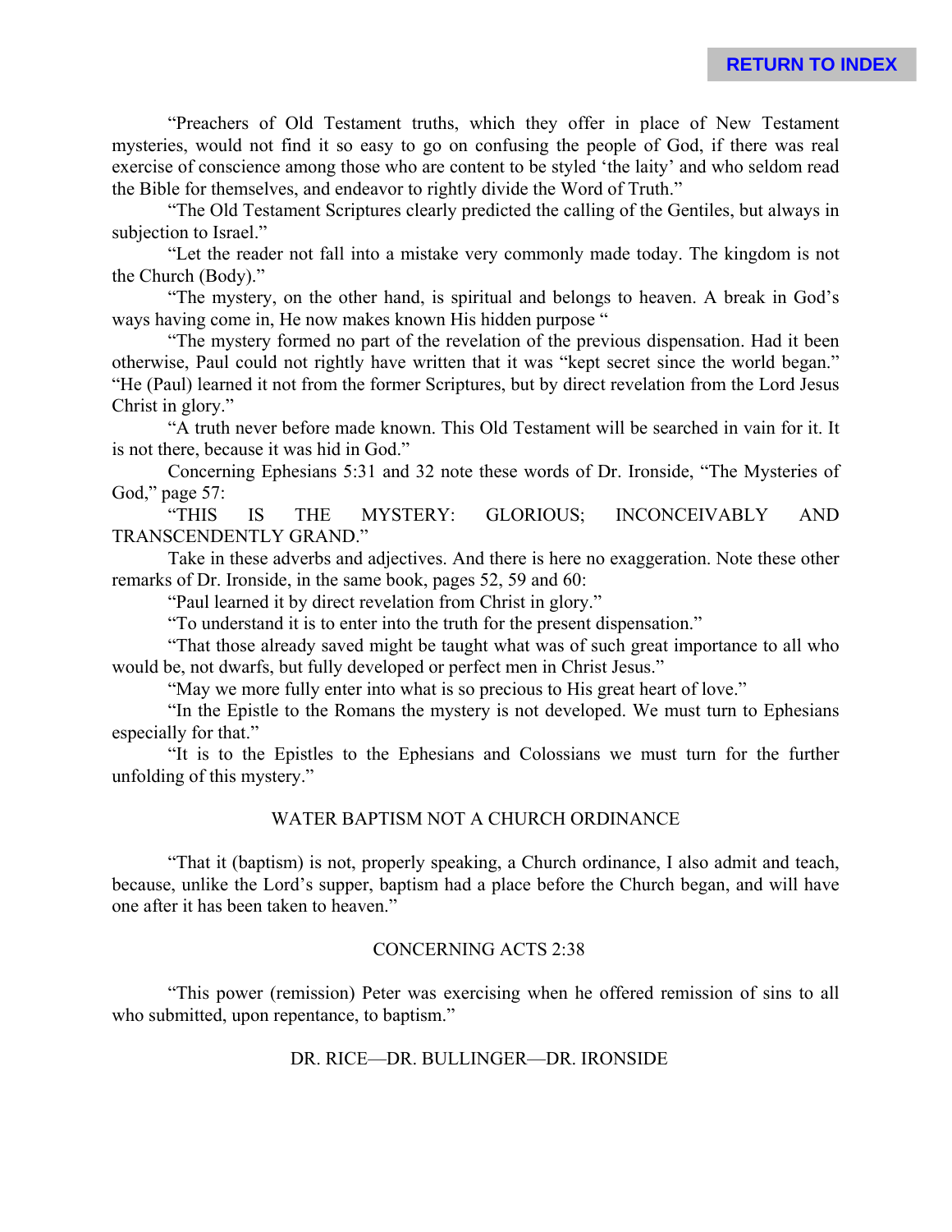"Preachers of Old Testament truths, which they offer in place of New Testament mysteries, would not find it so easy to go on confusing the people of God, if there was real exercise of conscience among those who are content to be styled 'the laity' and who seldom read the Bible for themselves, and endeavor to rightly divide the Word of Truth."

"The Old Testament Scriptures clearly predicted the calling of the Gentiles, but always in subjection to Israel."

"Let the reader not fall into a mistake very commonly made today. The kingdom is not the Church (Body)."

"The mystery, on the other hand, is spiritual and belongs to heaven. A break in God's ways having come in, He now makes known His hidden purpose "

"The mystery formed no part of the revelation of the previous dispensation. Had it been otherwise, Paul could not rightly have written that it was "kept secret since the world began." "He (Paul) learned it not from the former Scriptures, but by direct revelation from the Lord Jesus Christ in glory."

"A truth never before made known. This Old Testament will be searched in vain for it. It is not there, because it was hid in God."

Concerning Ephesians 5:31 and 32 note these words of Dr. Ironside, "The Mysteries of God," page 57:

"THIS IS THE MYSTERY: GLORIOUS; INCONCEIVABLY AND TRANSCENDENTLY GRAND."

Take in these adverbs and adjectives. And there is here no exaggeration. Note these other remarks of Dr. Ironside, in the same book, pages 52, 59 and 60:

"Paul learned it by direct revelation from Christ in glory."

"To understand it is to enter into the truth for the present dispensation."

"That those already saved might be taught what was of such great importance to all who would be, not dwarfs, but fully developed or perfect men in Christ Jesus."

"May we more fully enter into what is so precious to His great heart of love."

"In the Epistle to the Romans the mystery is not developed. We must turn to Ephesians especially for that."

"It is to the Epistles to the Ephesians and Colossians we must turn for the further unfolding of this mystery."

## WATER BAPTISM NOT A CHURCH ORDINANCE

"That it (baptism) is not, properly speaking, a Church ordinance, I also admit and teach, because, unlike the Lord's supper, baptism had a place before the Church began, and will have one after it has been taken to heaven."

## CONCERNING ACTS 2:38

"This power (remission) Peter was exercising when he offered remission of sins to all who submitted, upon repentance, to baptism."

## DR. RICE—DR. BULLINGER—DR. IRONSIDE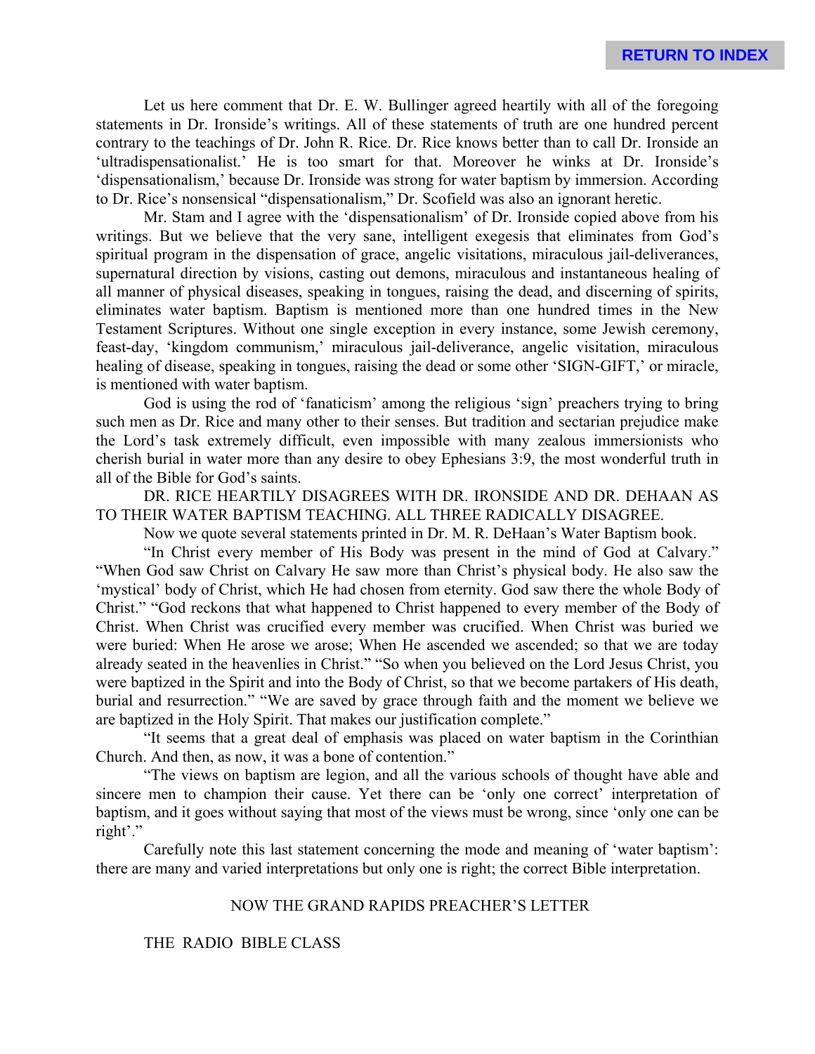Let us here comment that Dr. E. W. Bullinger agreed heartily with all of the foregoing statements in Dr. Ironside's writings. All of these statements of truth are one hundred percent contrary to the teachings of Dr. John R. Rice. Dr. Rice knows better than to call Dr. Ironside an 'ultradispensationalist.' He is too smart for that. Moreover he winks at Dr. Ironside's 'dispensationalism,' because Dr. Ironside was strong for water baptism by immersion. According to Dr. Rice's nonsensical "dispensationalism," Dr. Scofield was also an ignorant heretic.

Mr. Stam and I agree with the 'dispensationalism' of Dr. Ironside copied above from his writings. But we believe that the very sane, intelligent exegesis that eliminates from God's spiritual program in the dispensation of grace, angelic visitations, miraculous jail-deliverances, supernatural direction by visions, casting out demons, miraculous and instantaneous healing of all manner of physical diseases, speaking in tongues, raising the dead, and discerning of spirits, eliminates water baptism. Baptism is mentioned more than one hundred times in the New Testament Scriptures. Without one single exception in every instance, some Jewish ceremony, feast-day, 'kingdom communism,' miraculous jail-deliverance, angelic visitation, miraculous healing of disease, speaking in tongues, raising the dead or some other 'SIGN-GIFT,' or miracle, is mentioned with water baptism.

God is using the rod of 'fanaticism' among the religious 'sign' preachers trying to bring such men as Dr. Rice and many other to their senses. But tradition and sectarian prejudice make the Lord's task extremely difficult, even impossible with many zealous immersionists who cherish burial in water more than any desire to obey Ephesians 3:9, the most wonderful truth in all of the Bible for God's saints.

DR. RICE HEARTILY DISAGREES WITH DR. IRONSIDE AND DR. DEHAAN AS TO THEIR WATER BAPTISM TEACHING. ALL THREE RADICALLY DISAGREE.

Now we quote several statements printed in Dr. M. R. DeHaan's Water Baptism book.

"In Christ every member of His Body was present in the mind of God at Calvary." "When God saw Christ on Calvary He saw more than Christ's physical body. He also saw the 'mystical' body of Christ, which He had chosen from eternity. God saw there the whole Body of Christ." "God reckons that what happened to Christ happened to every member of the Body of Christ. When Christ was crucified every member was crucified. When Christ was buried we were buried: When He arose we arose; When He ascended we ascended; so that we are today already seated in the heavenlies in Christ." "So when you believed on the Lord Jesus Christ, you were baptized in the Spirit and into the Body of Christ, so that we become partakers of His death, burial and resurrection." "We are saved by grace through faith and the moment we believe we are baptized in the Holy Spirit. That makes our justification complete."

"It seems that a great deal of emphasis was placed on water baptism in the Corinthian Church. And then, as now, it was a bone of contention."

"The views on baptism are legion, and all the various schools of thought have able and sincere men to champion their cause. Yet there can be 'only one correct' interpretation of baptism, and it goes without saying that most of the views must be wrong, since 'only one can be right'."

Carefully note this last statement concerning the mode and meaning of 'water baptism': there are many and varied interpretations but only one is right; the correct Bible interpretation.

NOW THE GRAND RAPIDS PREACHER'S LETTER

THE RADIO BIBLE CLASS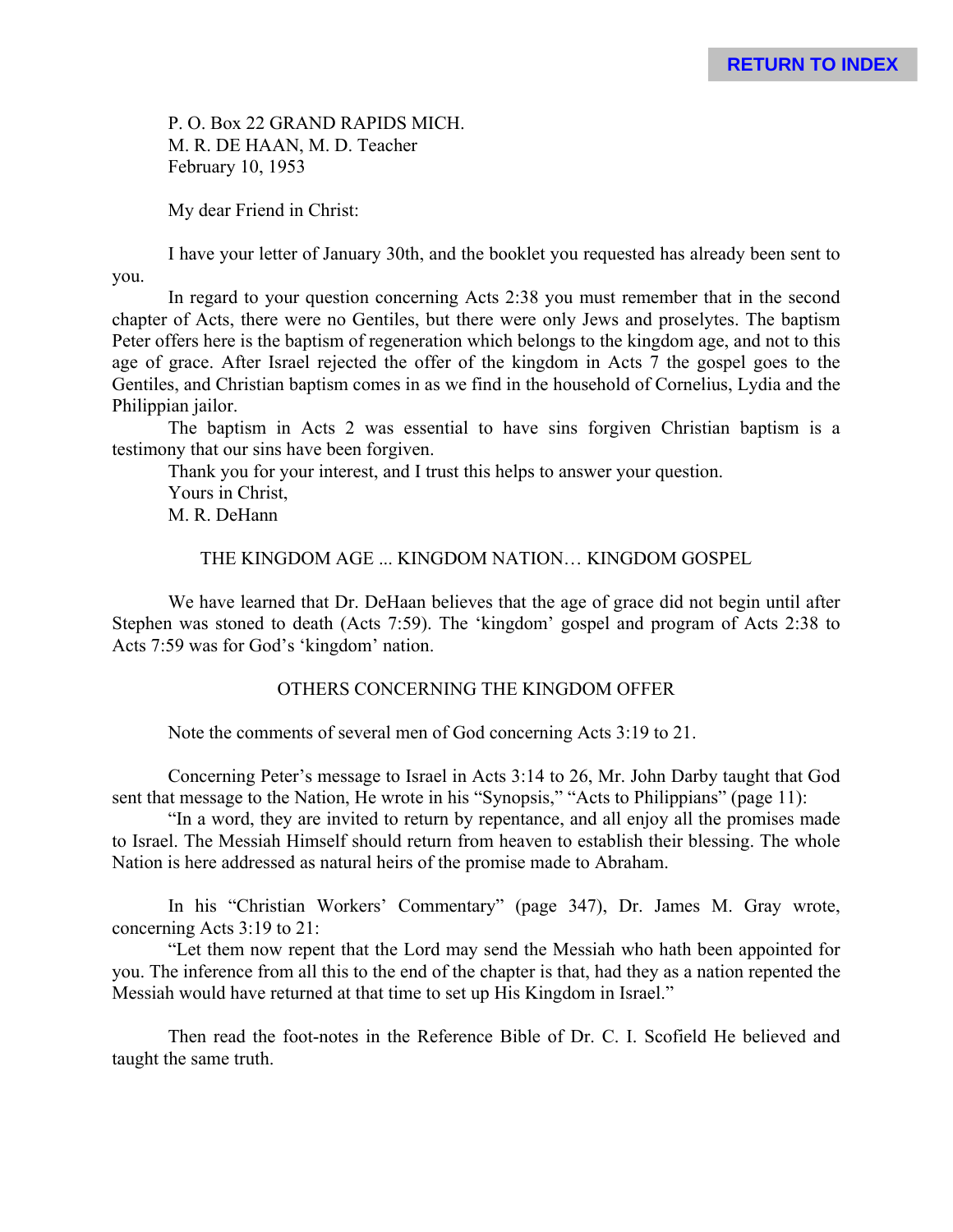P. O. Box 22 GRAND RAPIDS MICH.
M. R. DE HAAN, M. D. Teacher
February 10, 1953

My dear Friend in Christ:

I have your letter of January 30th, and the booklet you requested has already been sent to you.

In regard to your question concerning Acts 2:38 you must remember that in the second chapter of Acts, there were no Gentiles, but there were only Jews and proselytes. The baptism Peter offers here is the baptism of regeneration which belongs to the kingdom age, and not to this age of grace. After Israel rejected the offer of the kingdom in Acts 7 the gospel goes to the Gentiles, and Christian baptism comes in as we find in the household of Cornelius, Lydia and the Philippian jailor.

The baptism in Acts 2 was essential to have sins forgiven Christian baptism is a testimony that our sins have been forgiven.

Thank you for your interest, and I trust this helps to answer your question.

Yours in Christ,

M. R. DeHann

## THE KINGDOM AGE ... KINGDOM NATION… KINGDOM GOSPEL

We have learned that Dr. DeHaan believes that the age of grace did not begin until after Stephen was stoned to death (Acts 7:59). The 'kingdom' gospel and program of Acts 2:38 to Acts 7:59 was for God's 'kingdom' nation.

## OTHERS CONCERNING THE KINGDOM OFFER

Note the comments of several men of God concerning Acts 3:19 to 21.

Concerning Peter's message to Israel in Acts 3:14 to 26, Mr. John Darby taught that God sent that message to the Nation, He wrote in his "Synopsis," "Acts to Philippians" (page 11):

"In a word, they are invited to return by repentance, and all enjoy all the promises made to Israel. The Messiah Himself should return from heaven to establish their blessing. The whole Nation is here addressed as natural heirs of the promise made to Abraham.

In his "Christian Workers' Commentary" (page 347), Dr. James M. Gray wrote, concerning Acts 3:19 to 21:

"Let them now repent that the Lord may send the Messiah who hath been appointed for you. The inference from all this to the end of the chapter is that, had they as a nation repented the Messiah would have returned at that time to set up His Kingdom in Israel."

Then read the foot-notes in the Reference Bible of Dr. C. I. Scofield He believed and taught the same truth.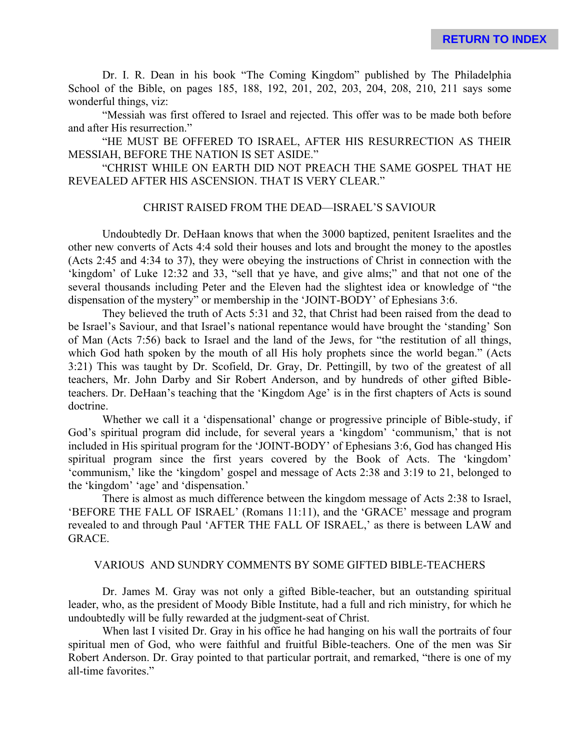Dr. I. R. Dean in his book "The Coming Kingdom" published by The Philadelphia School of the Bible, on pages 185, 188, 192, 201, 202, 203, 204, 208, 210, 211 says some wonderful things, viz:

"Messiah was first offered to Israel and rejected. This offer was to be made both before and after His resurrection."

"HE MUST BE OFFERED TO ISRAEL, AFTER HIS RESURRECTION AS THEIR MESSIAH, BEFORE THE NATION IS SET ASIDE."

"CHRIST WHILE ON EARTH DID NOT PREACH THE SAME GOSPEL THAT HE REVEALED AFTER HIS ASCENSION. THAT IS VERY CLEAR."

## CHRIST RAISED FROM THE DEAD—ISRAEL'S SAVIOUR

Undoubtedly Dr. DeHaan knows that when the 3000 baptized, penitent Israelites and the other new converts of Acts 4:4 sold their houses and lots and brought the money to the apostles (Acts 2:45 and 4:34 to 37), they were obeying the instructions of Christ in connection with the 'kingdom' of Luke 12:32 and 33, "sell that ye have, and give alms;" and that not one of the several thousands including Peter and the Eleven had the slightest idea or knowledge of "the dispensation of the mystery" or membership in the 'JOINT-BODY' of Ephesians 3:6.

They believed the truth of Acts 5:31 and 32, that Christ had been raised from the dead to be Israel's Saviour, and that Israel's national repentance would have brought the 'standing' Son of Man (Acts 7:56) back to Israel and the land of the Jews, for "the restitution of all things, which God hath spoken by the mouth of all His holy prophets since the world began." (Acts 3:21) This was taught by Dr. Scofield, Dr. Gray, Dr. Pettingill, by two of the greatest of all teachers, Mr. John Darby and Sir Robert Anderson, and by hundreds of other gifted Bible-teachers. Dr. DeHaan's teaching that the 'Kingdom Age' is in the first chapters of Acts is sound doctrine.

Whether we call it a 'dispensational' change or progressive principle of Bible-study, if God's spiritual program did include, for several years a 'kingdom' 'communism,' that is not included in His spiritual program for the 'JOINT-BODY' of Ephesians 3:6, God has changed His spiritual program since the first years covered by the Book of Acts. The 'kingdom' 'communism,' like the 'kingdom' gospel and message of Acts 2:38 and 3:19 to 21, belonged to the 'kingdom' 'age' and 'dispensation.'

There is almost as much difference between the kingdom message of Acts 2:38 to Israel, 'BEFORE THE FALL OF ISRAEL' (Romans 11:11), and the 'GRACE' message and program revealed to and through Paul 'AFTER THE FALL OF ISRAEL,' as there is between LAW and GRACE.

## VARIOUS AND SUNDRY COMMENTS BY SOME GIFTED BIBLE-TEACHERS

Dr. James M. Gray was not only a gifted Bible-teacher, but an outstanding spiritual leader, who, as the president of Moody Bible Institute, had a full and rich ministry, for which he undoubtedly will be fully rewarded at the judgment-seat of Christ.

When last I visited Dr. Gray in his office he had hanging on his wall the portraits of four spiritual men of God, who were faithful and fruitful Bible-teachers. One of the men was Sir Robert Anderson. Dr. Gray pointed to that particular portrait, and remarked, "there is one of my all-time favorites."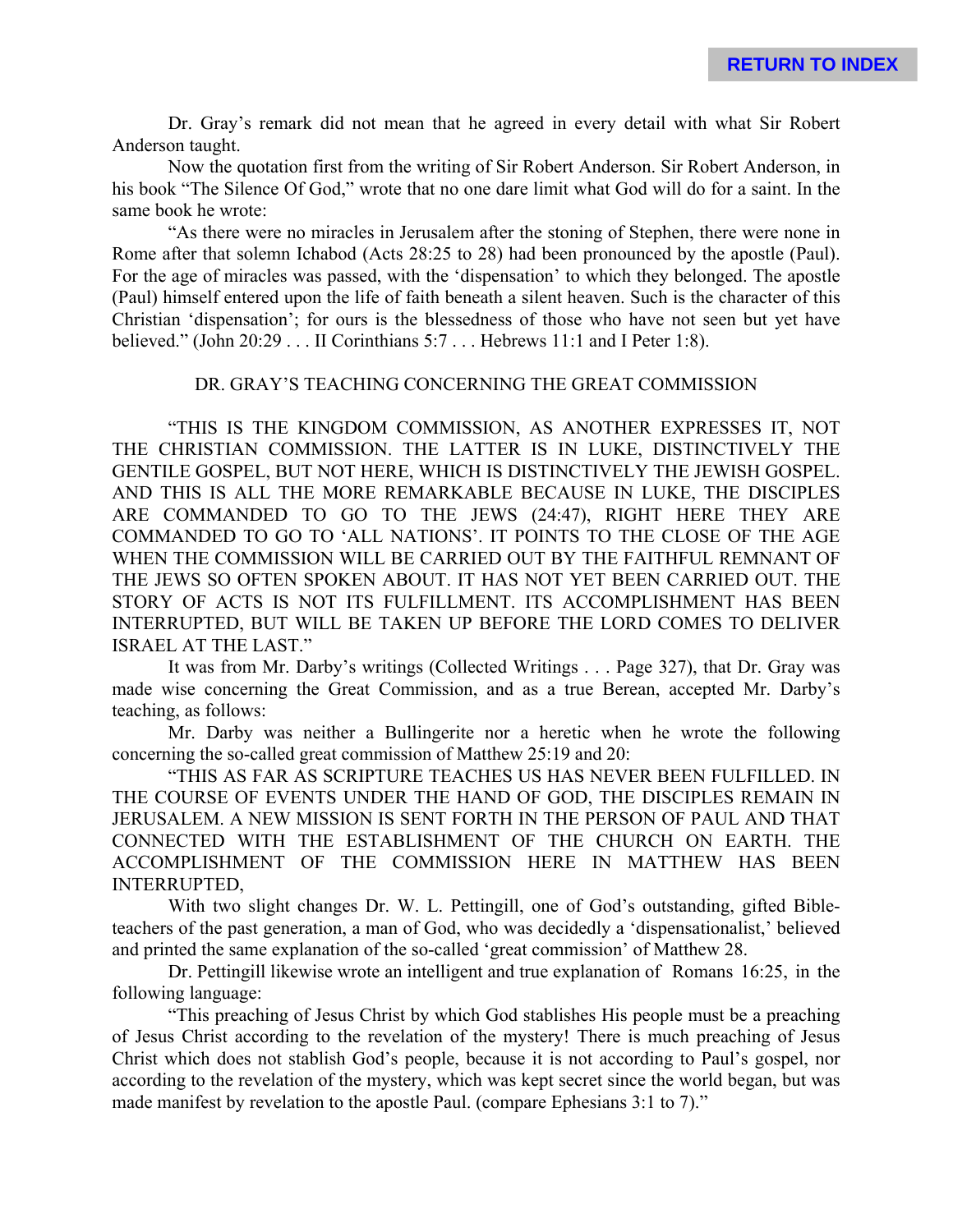Dr. Gray's remark did not mean that he agreed in every detail with what Sir Robert Anderson taught.

Now the quotation first from the writing of Sir Robert Anderson. Sir Robert Anderson, in his book "The Silence Of God," wrote that no one dare limit what God will do for a saint. In the same book he wrote:

"As there were no miracles in Jerusalem after the stoning of Stephen, there were none in Rome after that solemn Ichabod (Acts 28:25 to 28) had been pronounced by the apostle (Paul). For the age of miracles was passed, with the 'dispensation' to which they belonged. The apostle (Paul) himself entered upon the life of faith beneath a silent heaven. Such is the character of this Christian 'dispensation'; for ours is the blessedness of those who have not seen but yet have believed." (John 20:29 . . . II Corinthians 5:7 . . . Hebrews 11:1 and I Peter 1:8).

## DR. GRAY'S TEACHING CONCERNING THE GREAT COMMISSION

"THIS IS THE KINGDOM COMMISSION, AS ANOTHER EXPRESSES IT, NOT THE CHRISTIAN COMMISSION. THE LATTER IS IN LUKE, DISTINCTIVELY THE GENTILE GOSPEL, BUT NOT HERE, WHICH IS DISTINCTIVELY THE JEWISH GOSPEL. AND THIS IS ALL THE MORE REMARKABLE BECAUSE IN LUKE, THE DISCIPLES ARE COMMANDED TO GO TO THE JEWS (24:47), RIGHT HERE THEY ARE COMMANDED TO GO TO 'ALL NATIONS'. IT POINTS TO THE CLOSE OF THE AGE WHEN THE COMMISSION WILL BE CARRIED OUT BY THE FAITHFUL REMNANT OF THE JEWS SO OFTEN SPOKEN ABOUT. IT HAS NOT YET BEEN CARRIED OUT. THE STORY OF ACTS IS NOT ITS FULFILLMENT. ITS ACCOMPLISHMENT HAS BEEN INTERRUPTED, BUT WILL BE TAKEN UP BEFORE THE LORD COMES TO DELIVER ISRAEL AT THE LAST."

It was from Mr. Darby's writings (Collected Writings . . . Page 327), that Dr. Gray was made wise concerning the Great Commission, and as a true Berean, accepted Mr. Darby's teaching, as follows:

Mr. Darby was neither a Bullingerite nor a heretic when he wrote the following concerning the so-called great commission of Matthew 25:19 and 20:

"THIS AS FAR AS SCRIPTURE TEACHES US HAS NEVER BEEN FULFILLED. IN THE COURSE OF EVENTS UNDER THE HAND OF GOD, THE DISCIPLES REMAIN IN JERUSALEM. A NEW MISSION IS SENT FORTH IN THE PERSON OF PAUL AND THAT CONNECTED WITH THE ESTABLISHMENT OF THE CHURCH ON EARTH. THE ACCOMPLISHMENT OF THE COMMISSION HERE IN MATTHEW HAS BEEN INTERRUPTED,

With two slight changes Dr. W. L. Pettingill, one of God's outstanding, gifted Bible-teachers of the past generation, a man of God, who was decidedly a 'dispensationalist,' believed and printed the same explanation of the so-called 'great commission' of Matthew 28.

Dr. Pettingill likewise wrote an intelligent and true explanation of Romans 16:25, in the following language:

"This preaching of Jesus Christ by which God stablishes His people must be a preaching of Jesus Christ according to the revelation of the mystery! There is much preaching of Jesus Christ which does not stablish God's people, because it is not according to Paul's gospel, nor according to the revelation of the mystery, which was kept secret since the world began, but was made manifest by revelation to the apostle Paul. (compare Ephesians 3:1 to 7)."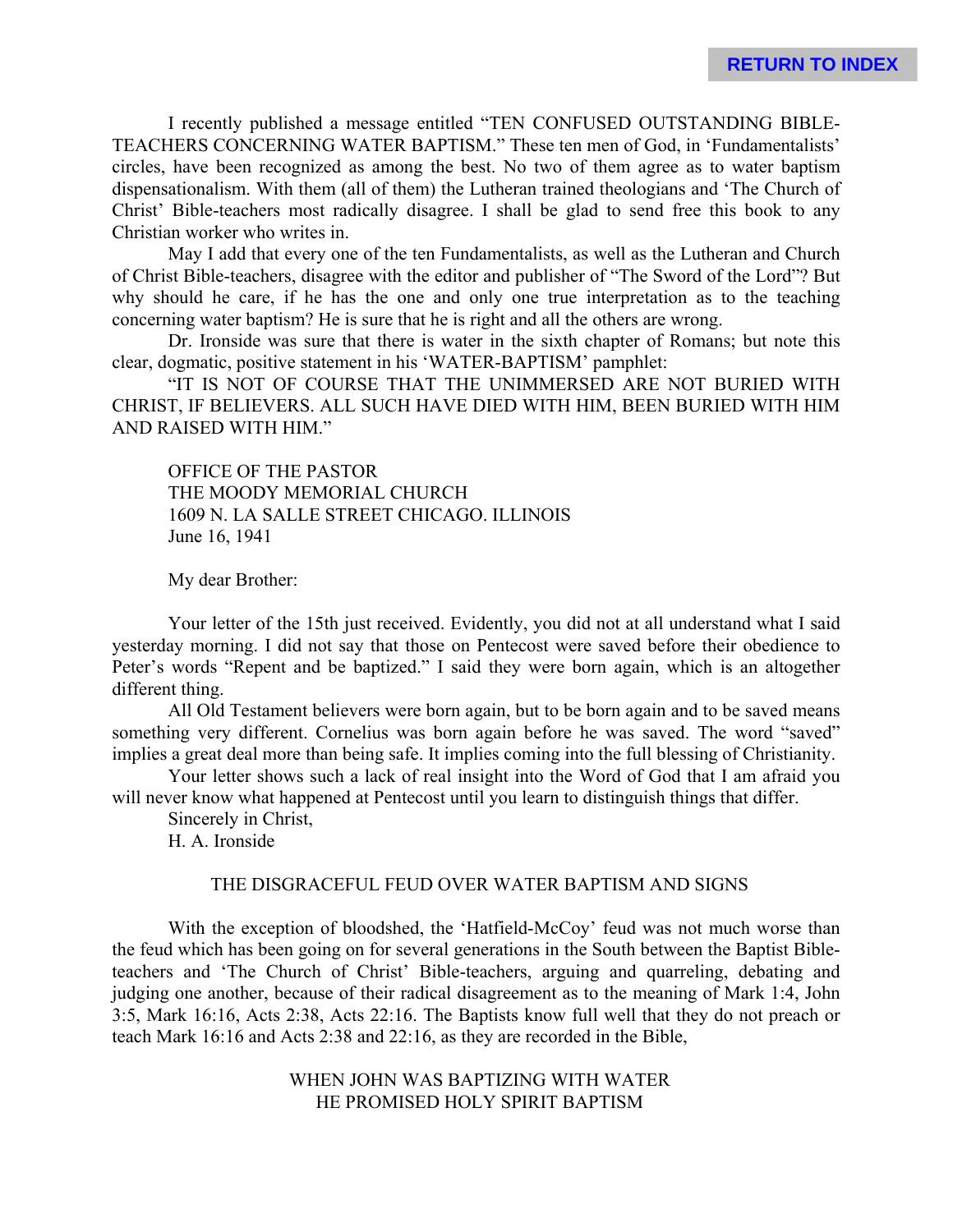I recently published a message entitled "TEN CONFUSED OUTSTANDING BIBLE-TEACHERS CONCERNING WATER BAPTISM." These ten men of God, in 'Fundamentalists' circles, have been recognized as among the best. No two of them agree as to water baptism dispensationalism. With them (all of them) the Lutheran trained theologians and 'The Church of Christ' Bible-teachers most radically disagree. I shall be glad to send free this book to any Christian worker who writes in.

May I add that every one of the ten Fundamentalists, as well as the Lutheran and Church of Christ Bible-teachers, disagree with the editor and publisher of "The Sword of the Lord"? But why should he care, if he has the one and only one true interpretation as to the teaching concerning water baptism? He is sure that he is right and all the others are wrong.

Dr. Ironside was sure that there is water in the sixth chapter of Romans; but note this clear, dogmatic, positive statement in his 'WATER-BAPTISM' pamphlet:

"IT IS NOT OF COURSE THAT THE UNIMMERSED ARE NOT BURIED WITH CHRIST, IF BELIEVERS. ALL SUCH HAVE DIED WITH HIM, BEEN BURIED WITH HIM AND RAISED WITH HIM."

OFFICE OF THE PASTOR
THE MOODY MEMORIAL CHURCH
1609 N. LA SALLE STREET CHICAGO. ILLINOIS
June 16, 1941

My dear Brother:

Your letter of the 15th just received. Evidently, you did not at all understand what I said yesterday morning. I did not say that those on Pentecost were saved before their obedience to Peter's words "Repent and be baptized." I said they were born again, which is an altogether different thing.

All Old Testament believers were born again, but to be born again and to be saved means something very different. Cornelius was born again before he was saved. The word "saved" implies a great deal more than being safe. It implies coming into the full blessing of Christianity.

Your letter shows such a lack of real insight into the Word of God that I am afraid you will never know what happened at Pentecost until you learn to distinguish things that differ.

Sincerely in Christ,
H. A. Ironside

## THE DISGRACEFUL FEUD OVER WATER BAPTISM AND SIGNS

With the exception of bloodshed, the 'Hatfield-McCoy' feud was not much worse than the feud which has been going on for several generations in the South between the Baptist Bible-teachers and 'The Church of Christ' Bible-teachers, arguing and quarreling, debating and judging one another, because of their radical disagreement as to the meaning of Mark 1:4, John 3:5, Mark 16:16, Acts 2:38, Acts 22:16. The Baptists know full well that they do not preach or teach Mark 16:16 and Acts 2:38 and 22:16, as they are recorded in the Bible,

## WHEN JOHN WAS BAPTIZING WITH WATER HE PROMISED HOLY SPIRIT BAPTISM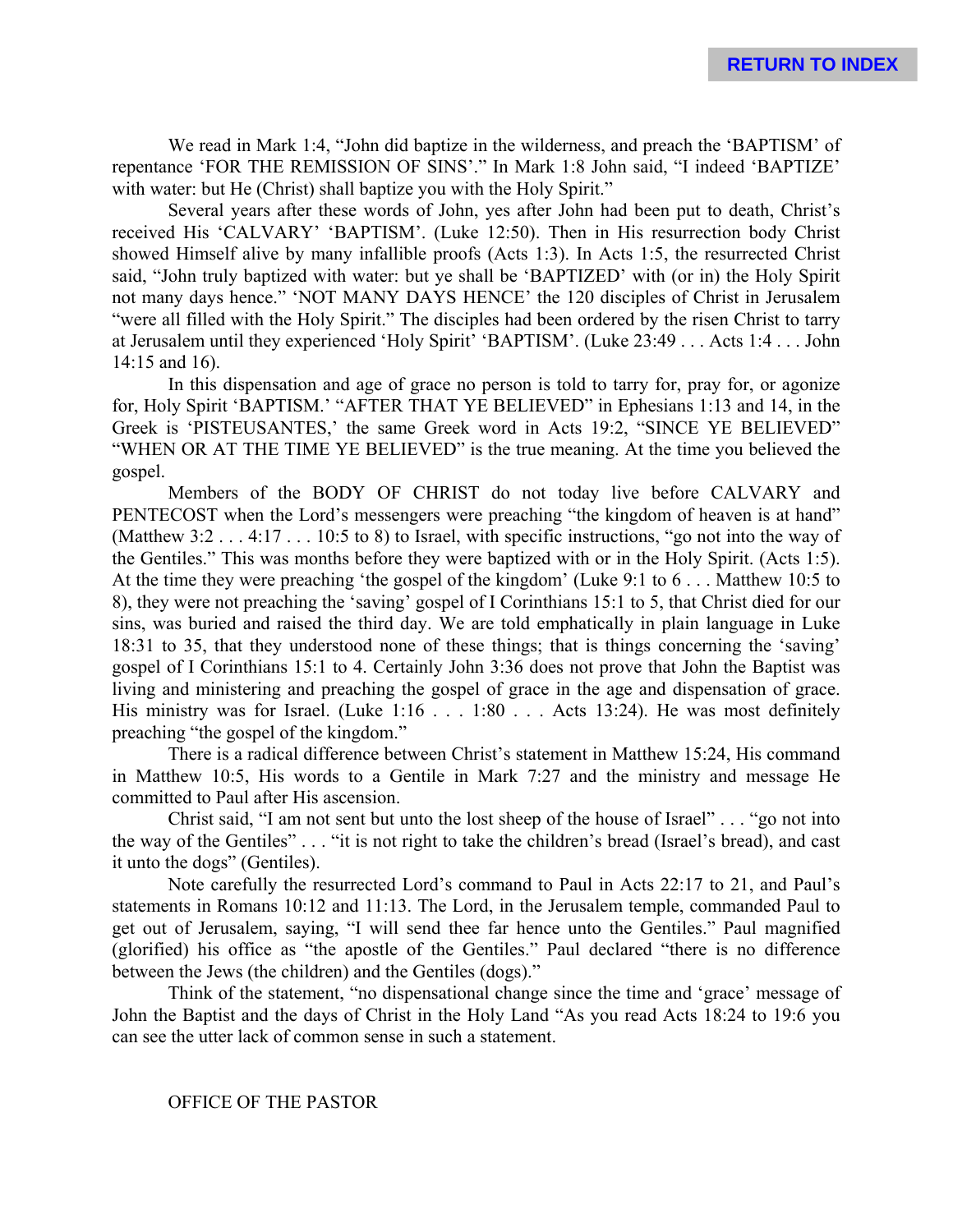We read in Mark 1:4, "John did baptize in the wilderness, and preach the 'BAPTISM' of repentance 'FOR THE REMISSION OF SINS'." In Mark 1:8 John said, "I indeed 'BAPTIZE' with water: but He (Christ) shall baptize you with the Holy Spirit."

Several years after these words of John, yes after John had been put to death, Christ's received His 'CALVARY' 'BAPTISM'. (Luke 12:50). Then in His resurrection body Christ showed Himself alive by many infallible proofs (Acts 1:3). In Acts 1:5, the resurrected Christ said, "John truly baptized with water: but ye shall be 'BAPTIZED' with (or in) the Holy Spirit not many days hence." 'NOT MANY DAYS HENCE' the 120 disciples of Christ in Jerusalem "were all filled with the Holy Spirit." The disciples had been ordered by the risen Christ to tarry at Jerusalem until they experienced 'Holy Spirit' 'BAPTISM'. (Luke 23:49 . . . Acts 1:4 . . . John 14:15 and 16).

In this dispensation and age of grace no person is told to tarry for, pray for, or agonize for, Holy Spirit 'BAPTISM.' "AFTER THAT YE BELIEVED" in Ephesians 1:13 and 14, in the Greek is 'PISTEUSANTES,' the same Greek word in Acts 19:2, "SINCE YE BELIEVED" "WHEN OR AT THE TIME YE BELIEVED" is the true meaning. At the time you believed the gospel.

Members of the BODY OF CHRIST do not today live before CALVARY and PENTECOST when the Lord's messengers were preaching "the kingdom of heaven is at hand" (Matthew 3:2 . . . 4:17 . . . 10:5 to 8) to Israel, with specific instructions, "go not into the way of the Gentiles." This was months before they were baptized with or in the Holy Spirit. (Acts 1:5). At the time they were preaching 'the gospel of the kingdom' (Luke 9:1 to 6 . . . Matthew 10:5 to 8), they were not preaching the 'saving' gospel of I Corinthians 15:1 to 5, that Christ died for our sins, was buried and raised the third day. We are told emphatically in plain language in Luke 18:31 to 35, that they understood none of these things; that is things concerning the 'saving' gospel of I Corinthians 15:1 to 4. Certainly John 3:36 does not prove that John the Baptist was living and ministering and preaching the gospel of grace in the age and dispensation of grace. His ministry was for Israel. (Luke 1:16 . . . 1:80 . . . Acts 13:24). He was most definitely preaching "the gospel of the kingdom."

There is a radical difference between Christ's statement in Matthew 15:24, His command in Matthew 10:5, His words to a Gentile in Mark 7:27 and the ministry and message He committed to Paul after His ascension.

Christ said, "I am not sent but unto the lost sheep of the house of Israel" . . . "go not into the way of the Gentiles" . . . "it is not right to take the children's bread (Israel's bread), and cast it unto the dogs" (Gentiles).

Note carefully the resurrected Lord's command to Paul in Acts 22:17 to 21, and Paul's statements in Romans 10:12 and 11:13. The Lord, in the Jerusalem temple, commanded Paul to get out of Jerusalem, saying, "I will send thee far hence unto the Gentiles." Paul magnified (glorified) his office as "the apostle of the Gentiles." Paul declared "there is no difference between the Jews (the children) and the Gentiles (dogs)."

Think of the statement, "no dispensational change since the time and 'grace' message of John the Baptist and the days of Christ in the Holy Land "As you read Acts 18:24 to 19:6 you can see the utter lack of common sense in such a statement.

OFFICE OF THE PASTOR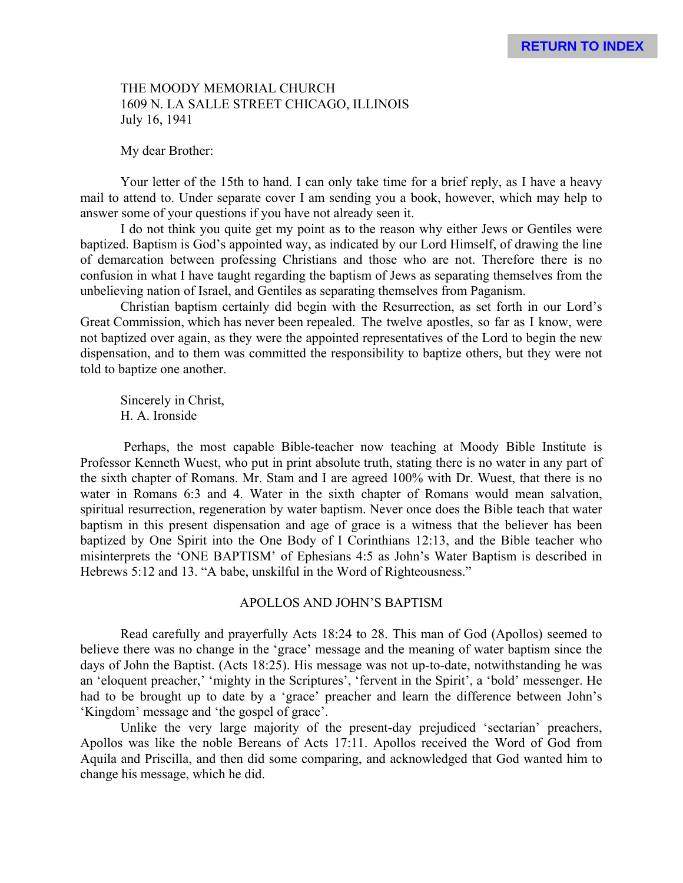THE MOODY MEMORIAL CHURCH
1609 N. LA SALLE STREET CHICAGO, ILLINOIS
July 16, 1941

My dear Brother:

Your letter of the 15th to hand. I can only take time for a brief reply, as I have a heavy mail to attend to. Under separate cover I am sending you a book, however, which may help to answer some of your questions if you have not already seen it.

I do not think you quite get my point as to the reason why either Jews or Gentiles were baptized. Baptism is God's appointed way, as indicated by our Lord Himself, of drawing the line of demarcation between professing Christians and those who are not. Therefore there is no confusion in what I have taught regarding the baptism of Jews as separating themselves from the unbelieving nation of Israel, and Gentiles as separating themselves from Paganism.

Christian baptism certainly did begin with the Resurrection, as set forth in our Lord's Great Commission, which has never been repealed. The twelve apostles, so far as I know, were not baptized over again, as they were the appointed representatives of the Lord to begin the new dispensation, and to them was committed the responsibility to baptize others, but they were not told to baptize one another.

Sincerely in Christ,
H. A. Ironside

Perhaps, the most capable Bible-teacher now teaching at Moody Bible Institute is Professor Kenneth Wuest, who put in print absolute truth, stating there is no water in any part of the sixth chapter of Romans. Mr. Stam and I are agreed 100% with Dr. Wuest, that there is no water in Romans 6:3 and 4. Water in the sixth chapter of Romans would mean salvation, spiritual resurrection, regeneration by water baptism. Never once does the Bible teach that water baptism in this present dispensation and age of grace is a witness that the believer has been baptized by One Spirit into the One Body of I Corinthians 12:13, and the Bible teacher who misinterprets the 'ONE BAPTISM' of Ephesians 4:5 as John's Water Baptism is described in Hebrews 5:12 and 13. "A babe, unskilful in the Word of Righteousness."

## APOLLOS AND JOHN'S BAPTISM

Read carefully and prayerfully Acts 18:24 to 28. This man of God (Apollos) seemed to believe there was no change in the 'grace' message and the meaning of water baptism since the days of John the Baptist. (Acts 18:25). His message was not up-to-date, notwithstanding he was an 'eloquent preacher,' 'mighty in the Scriptures', 'fervent in the Spirit', a 'bold' messenger. He had to be brought up to date by a 'grace' preacher and learn the difference between John's 'Kingdom' message and 'the gospel of grace'.

Unlike the very large majority of the present-day prejudiced 'sectarian' preachers, Apollos was like the noble Bereans of Acts 17:11. Apollos received the Word of God from Aquila and Priscilla, and then did some comparing, and acknowledged that God wanted him to change his message, which he did.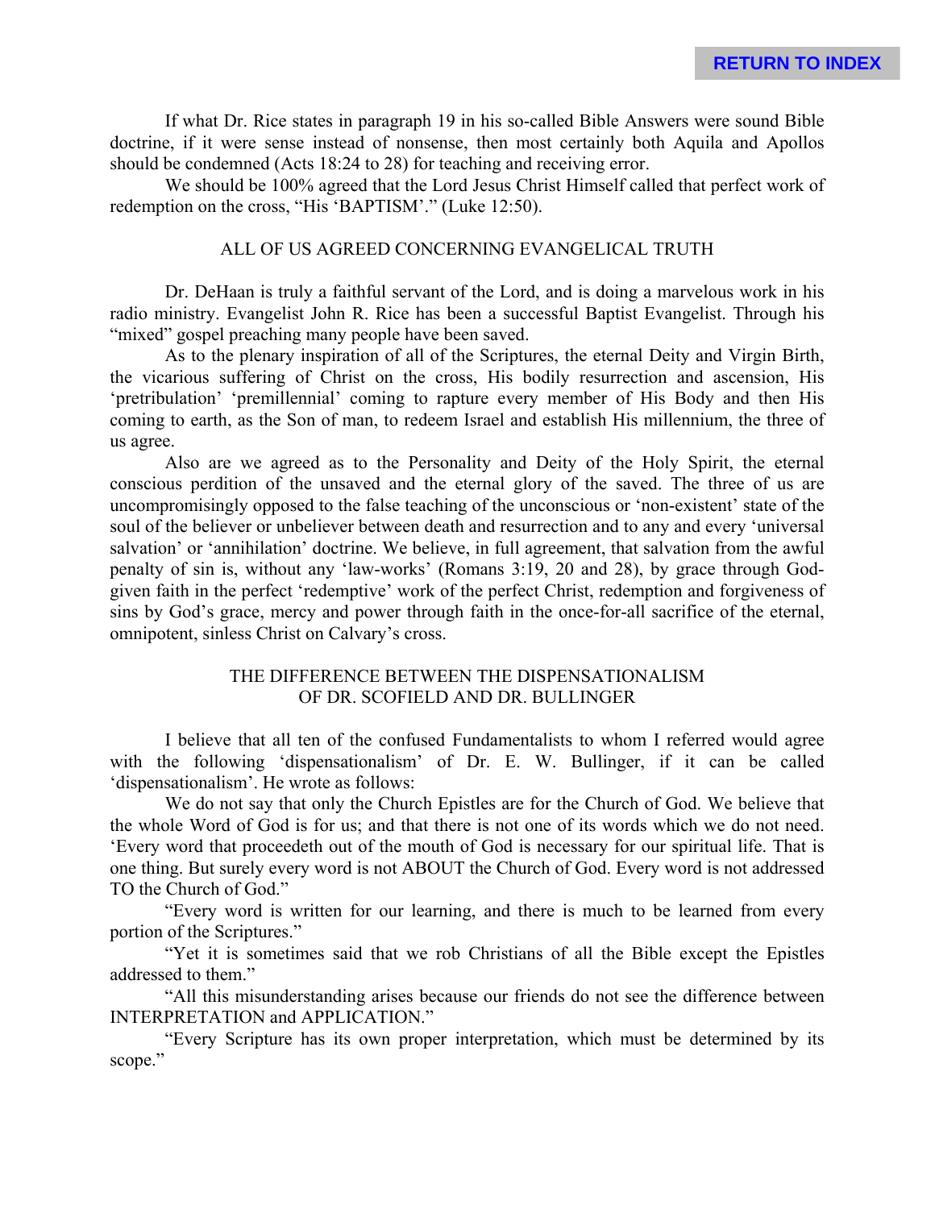If what Dr. Rice states in paragraph 19 in his so-called Bible Answers were sound Bible doctrine, if it were sense instead of nonsense, then most certainly both Aquila and Apollos should be condemned (Acts 18:24 to 28) for teaching and receiving error.

We should be 100% agreed that the Lord Jesus Christ Himself called that perfect work of redemption on the cross, "His 'BAPTISM'." (Luke 12:50).

## ALL OF US AGREED CONCERNING EVANGELICAL TRUTH

Dr. DeHaan is truly a faithful servant of the Lord, and is doing a marvelous work in his radio ministry. Evangelist John R. Rice has been a successful Baptist Evangelist. Through his "mixed" gospel preaching many people have been saved.

As to the plenary inspiration of all of the Scriptures, the eternal Deity and Virgin Birth, the vicarious suffering of Christ on the cross, His bodily resurrection and ascension, His 'pretribulation' 'premillennial' coming to rapture every member of His Body and then His coming to earth, as the Son of man, to redeem Israel and establish His millennium, the three of us agree.

Also are we agreed as to the Personality and Deity of the Holy Spirit, the eternal conscious perdition of the unsaved and the eternal glory of the saved. The three of us are uncompromisingly opposed to the false teaching of the unconscious or 'non-existent' state of the soul of the believer or unbeliever between death and resurrection and to any and every 'universal salvation' or 'annihilation' doctrine. We believe, in full agreement, that salvation from the awful penalty of sin is, without any 'law-works' (Romans 3:19, 20 and 28), by grace through God-given faith in the perfect 'redemptive' work of the perfect Christ, redemption and forgiveness of sins by God's grace, mercy and power through faith in the once-for-all sacrifice of the eternal, omnipotent, sinless Christ on Calvary's cross.

## THE DIFFERENCE BETWEEN THE DISPENSATIONALISM OF DR. SCOFIELD AND DR. BULLINGER

I believe that all ten of the confused Fundamentalists to whom I referred would agree with the following 'dispensationalism' of Dr. E. W. Bullinger, if it can be called 'dispensationalism'. He wrote as follows:

We do not say that only the Church Epistles are for the Church of God. We believe that the whole Word of God is for us; and that there is not one of its words which we do not need. 'Every word that proceedeth out of the mouth of God is necessary for our spiritual life. That is one thing. But surely every word is not ABOUT the Church of God. Every word is not addressed TO the Church of God."

"Every word is written for our learning, and there is much to be learned from every portion of the Scriptures."

"Yet it is sometimes said that we rob Christians of all the Bible except the Epistles addressed to them."

"All this misunderstanding arises because our friends do not see the difference between INTERPRETATION and APPLICATION."

"Every Scripture has its own proper interpretation, which must be determined by its scope."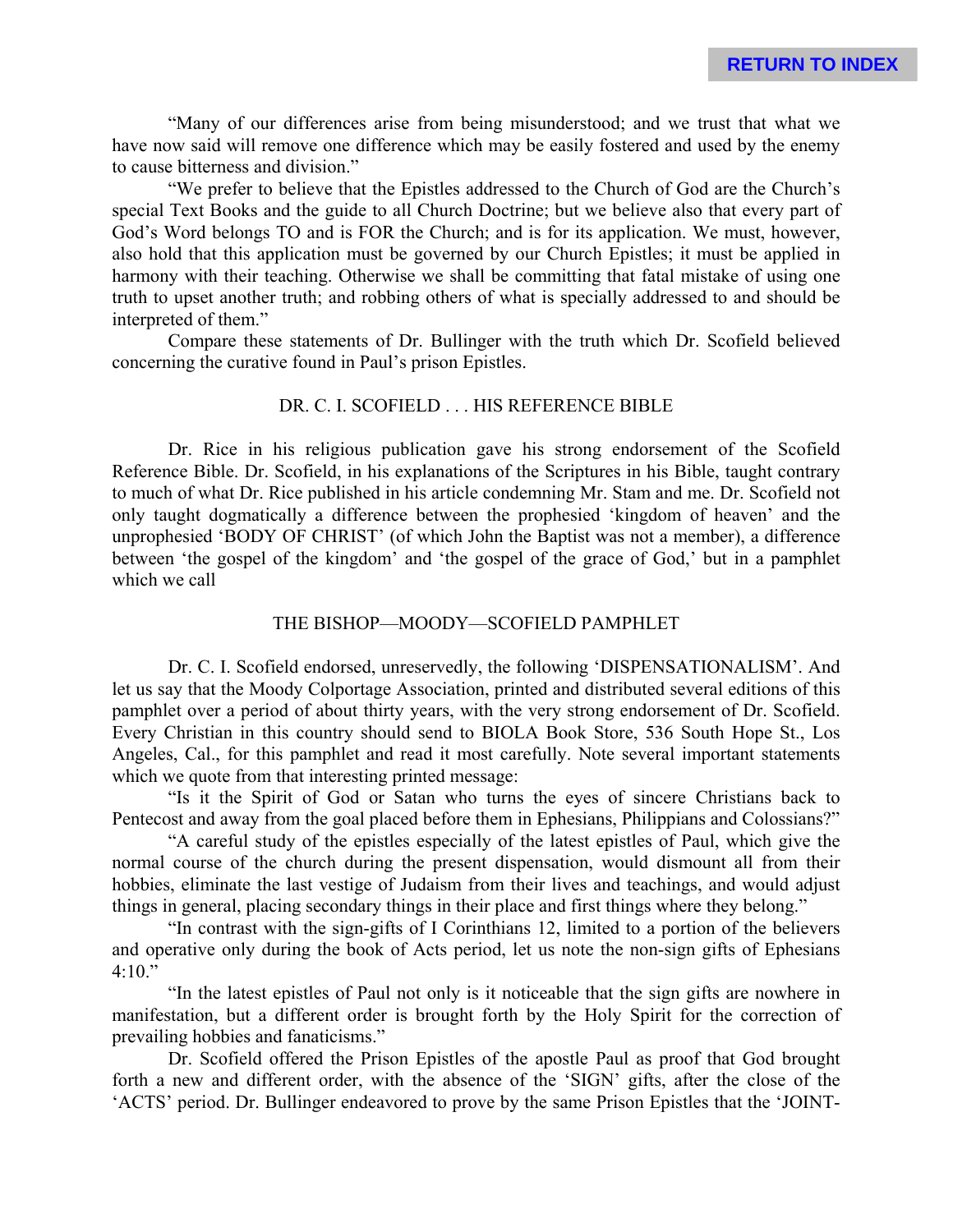"Many of our differences arise from being misunderstood; and we trust that what we have now said will remove one difference which may be easily fostered and used by the enemy to cause bitterness and division."

"We prefer to believe that the Epistles addressed to the Church of God are the Church's special Text Books and the guide to all Church Doctrine; but we believe also that every part of God's Word belongs TO and is FOR the Church; and is for its application. We must, however, also hold that this application must be governed by our Church Epistles; it must be applied in harmony with their teaching. Otherwise we shall be committing that fatal mistake of using one truth to upset another truth; and robbing others of what is specially addressed to and should be interpreted of them."

Compare these statements of Dr. Bullinger with the truth which Dr. Scofield believed concerning the curative found in Paul's prison Epistles.

## DR. C. I. SCOFIELD . . . HIS REFERENCE BIBLE

Dr. Rice in his religious publication gave his strong endorsement of the Scofield Reference Bible. Dr. Scofield, in his explanations of the Scriptures in his Bible, taught contrary to much of what Dr. Rice published in his article condemning Mr. Stam and me. Dr. Scofield not only taught dogmatically a difference between the prophesied 'kingdom of heaven' and the unprophesied 'BODY OF CHRIST' (of which John the Baptist was not a member), a difference between 'the gospel of the kingdom' and 'the gospel of the grace of God,' but in a pamphlet which we call

## THE BISHOP—MOODY—SCOFIELD PAMPHLET

Dr. C. I. Scofield endorsed, unreservedly, the following 'DISPENSATIONALISM'. And let us say that the Moody Colportage Association, printed and distributed several editions of this pamphlet over a period of about thirty years, with the very strong endorsement of Dr. Scofield. Every Christian in this country should send to BIOLA Book Store, 536 South Hope St., Los Angeles, Cal., for this pamphlet and read it most carefully. Note several important statements which we quote from that interesting printed message:

"Is it the Spirit of God or Satan who turns the eyes of sincere Christians back to Pentecost and away from the goal placed before them in Ephesians, Philippians and Colossians?"

"A careful study of the epistles especially of the latest epistles of Paul, which give the normal course of the church during the present dispensation, would dismount all from their hobbies, eliminate the last vestige of Judaism from their lives and teachings, and would adjust things in general, placing secondary things in their place and first things where they belong."

"In contrast with the sign-gifts of I Corinthians 12, limited to a portion of the believers and operative only during the book of Acts period, let us note the non-sign gifts of Ephesians 4:10."

"In the latest epistles of Paul not only is it noticeable that the sign gifts are nowhere in manifestation, but a different order is brought forth by the Holy Spirit for the correction of prevailing hobbies and fanaticisms."

Dr. Scofield offered the Prison Epistles of the apostle Paul as proof that God brought forth a new and different order, with the absence of the 'SIGN' gifts, after the close of the 'ACTS' period. Dr. Bullinger endeavored to prove by the same Prison Epistles that the 'JOINT-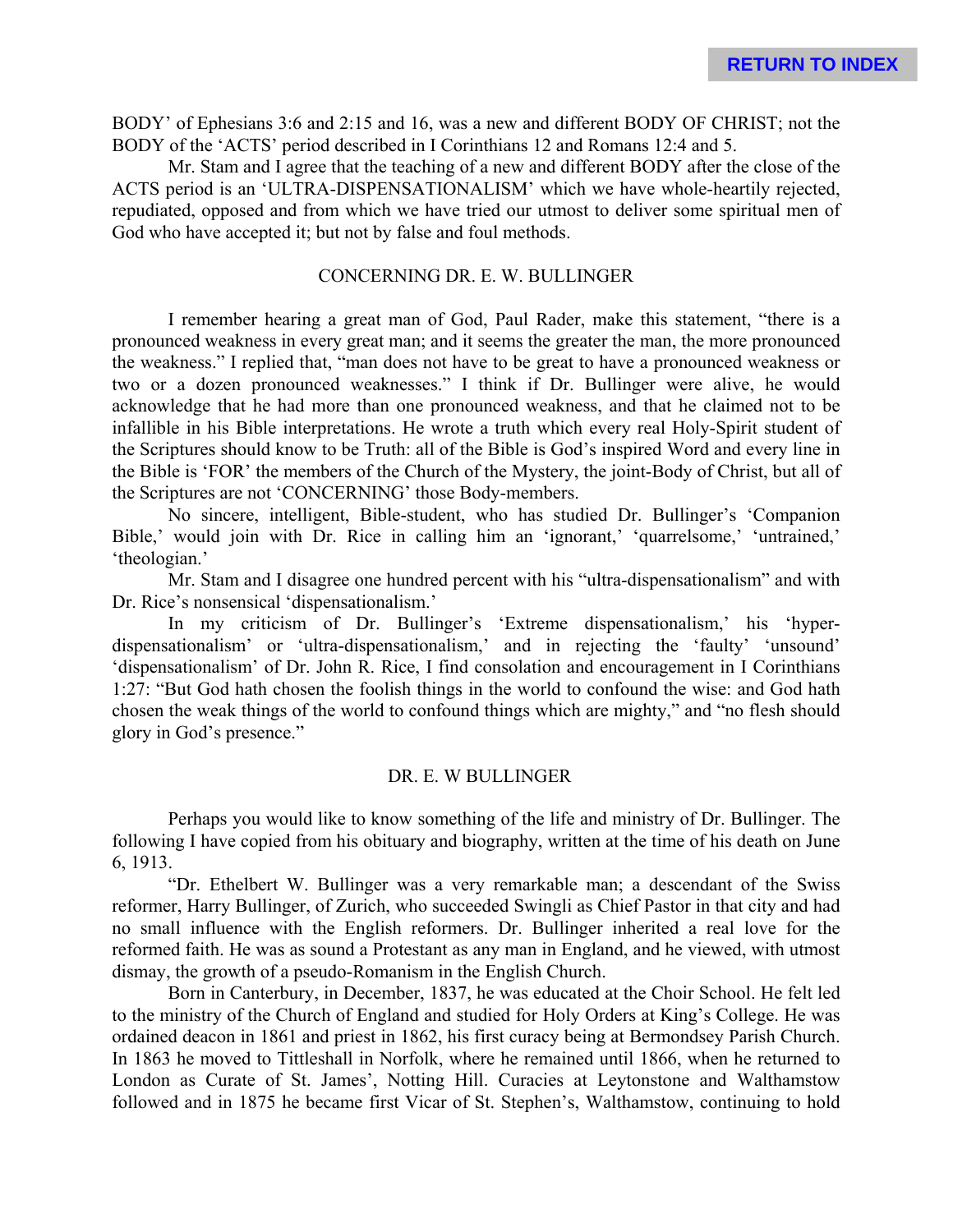BODY' of Ephesians 3:6 and 2:15 and 16, was a new and different BODY OF CHRIST; not the BODY of the 'ACTS' period described in I Corinthians 12 and Romans 12:4 and 5.

Mr. Stam and I agree that the teaching of a new and different BODY after the close of the ACTS period is an 'ULTRA-DISPENSATIONALISM' which we have whole-heartily rejected, repudiated, opposed and from which we have tried our utmost to deliver some spiritual men of God who have accepted it; but not by false and foul methods.

## CONCERNING DR. E. W. BULLINGER

I remember hearing a great man of God, Paul Rader, make this statement, "there is a pronounced weakness in every great man; and it seems the greater the man, the more pronounced the weakness." I replied that, "man does not have to be great to have a pronounced weakness or two or a dozen pronounced weaknesses." I think if Dr. Bullinger were alive, he would acknowledge that he had more than one pronounced weakness, and that he claimed not to be infallible in his Bible interpretations. He wrote a truth which every real Holy-Spirit student of the Scriptures should know to be Truth: all of the Bible is God's inspired Word and every line in the Bible is 'FOR' the members of the Church of the Mystery, the joint-Body of Christ, but all of the Scriptures are not 'CONCERNING' those Body-members.

No sincere, intelligent, Bible-student, who has studied Dr. Bullinger's 'Companion Bible,' would join with Dr. Rice in calling him an 'ignorant,' 'quarrelsome,' 'untrained,' 'theologian.'

Mr. Stam and I disagree one hundred percent with his "ultra-dispensationalism" and with Dr. Rice's nonsensical 'dispensationalism.'

In my criticism of Dr. Bullinger's 'Extreme dispensationalism,' his 'hyper-dispensationalism' or 'ultra-dispensationalism,' and in rejecting the 'faulty' 'unsound' 'dispensationalism' of Dr. John R. Rice, I find consolation and encouragement in I Corinthians 1:27: "But God hath chosen the foolish things in the world to confound the wise: and God hath chosen the weak things of the world to confound things which are mighty," and "no flesh should glory in God's presence."

## DR. E. W BULLINGER

Perhaps you would like to know something of the life and ministry of Dr. Bullinger. The following I have copied from his obituary and biography, written at the time of his death on June 6, 1913.

"Dr. Ethelbert W. Bullinger was a very remarkable man; a descendant of the Swiss reformer, Harry Bullinger, of Zurich, who succeeded Swingli as Chief Pastor in that city and had no small influence with the English reformers. Dr. Bullinger inherited a real love for the reformed faith. He was as sound a Protestant as any man in England, and he viewed, with utmost dismay, the growth of a pseudo-Romanism in the English Church.

Born in Canterbury, in December, 1837, he was educated at the Choir School. He felt led to the ministry of the Church of England and studied for Holy Orders at King's College. He was ordained deacon in 1861 and priest in 1862, his first curacy being at Bermondsey Parish Church. In 1863 he moved to Tittleshall in Norfolk, where he remained until 1866, when he returned to London as Curate of St. James', Notting Hill. Curacies at Leytonstone and Walthamstow followed and in 1875 he became first Vicar of St. Stephen's, Walthamstow, continuing to hold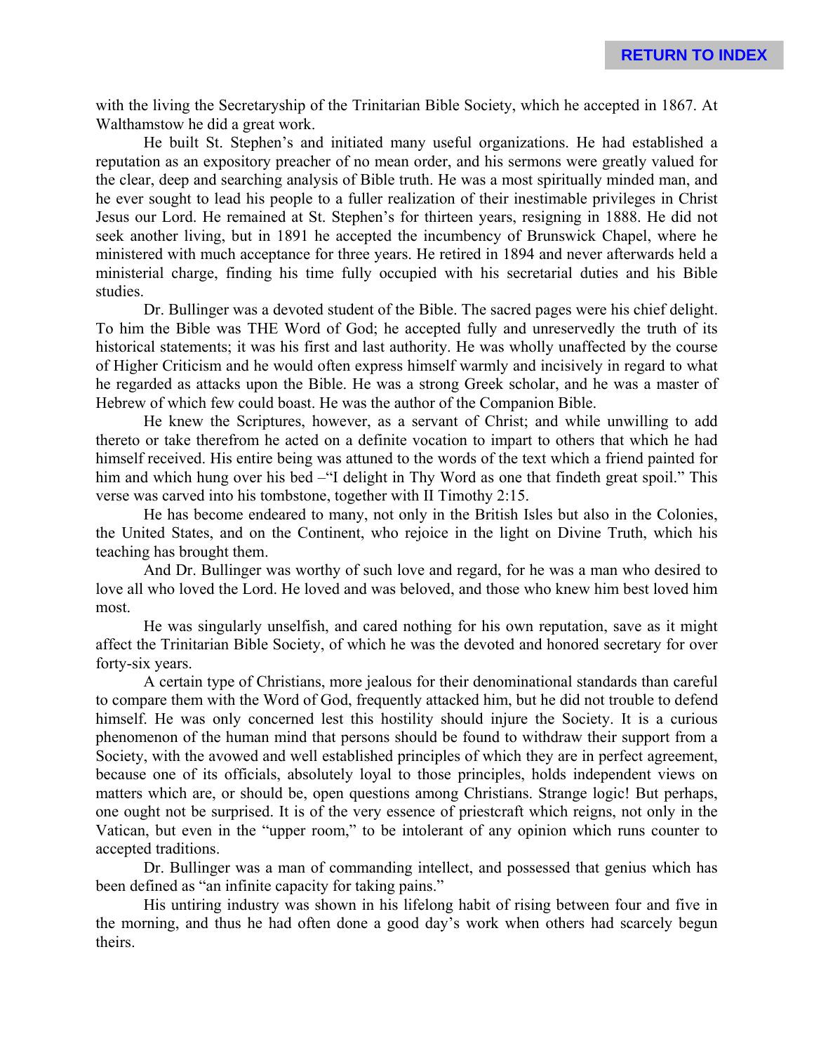with the living the Secretaryship of the Trinitarian Bible Society, which he accepted in 1867. At Walthamstow he did a great work.

He built St. Stephen's and initiated many useful organizations. He had established a reputation as an expository preacher of no mean order, and his sermons were greatly valued for the clear, deep and searching analysis of Bible truth. He was a most spiritually minded man, and he ever sought to lead his people to a fuller realization of their inestimable privileges in Christ Jesus our Lord. He remained at St. Stephen's for thirteen years, resigning in 1888. He did not seek another living, but in 1891 he accepted the incumbency of Brunswick Chapel, where he ministered with much acceptance for three years. He retired in 1894 and never afterwards held a ministerial charge, finding his time fully occupied with his secretarial duties and his Bible studies.

Dr. Bullinger was a devoted student of the Bible. The sacred pages were his chief delight. To him the Bible was THE Word of God; he accepted fully and unreservedly the truth of its historical statements; it was his first and last authority. He was wholly unaffected by the course of Higher Criticism and he would often express himself warmly and incisively in regard to what he regarded as attacks upon the Bible. He was a strong Greek scholar, and he was a master of Hebrew of which few could boast. He was the author of the Companion Bible.

He knew the Scriptures, however, as a servant of Christ; and while unwilling to add thereto or take therefrom he acted on a definite vocation to impart to others that which he had himself received. His entire being was attuned to the words of the text which a friend painted for him and which hung over his bed –"I delight in Thy Word as one that findeth great spoil." This verse was carved into his tombstone, together with II Timothy 2:15.

He has become endeared to many, not only in the British Isles but also in the Colonies, the United States, and on the Continent, who rejoice in the light on Divine Truth, which his teaching has brought them.

And Dr. Bullinger was worthy of such love and regard, for he was a man who desired to love all who loved the Lord. He loved and was beloved, and those who knew him best loved him most.

He was singularly unselfish, and cared nothing for his own reputation, save as it might affect the Trinitarian Bible Society, of which he was the devoted and honored secretary for over forty-six years.

A certain type of Christians, more jealous for their denominational standards than careful to compare them with the Word of God, frequently attacked him, but he did not trouble to defend himself. He was only concerned lest this hostility should injure the Society. It is a curious phenomenon of the human mind that persons should be found to withdraw their support from a Society, with the avowed and well established principles of which they are in perfect agreement, because one of its officials, absolutely loyal to those principles, holds independent views on matters which are, or should be, open questions among Christians. Strange logic! But perhaps, one ought not be surprised. It is of the very essence of priestcraft which reigns, not only in the Vatican, but even in the "upper room," to be intolerant of any opinion which runs counter to accepted traditions.

Dr. Bullinger was a man of commanding intellect, and possessed that genius which has been defined as "an infinite capacity for taking pains."

His untiring industry was shown in his lifelong habit of rising between four and five in the morning, and thus he had often done a good day's work when others had scarcely begun theirs.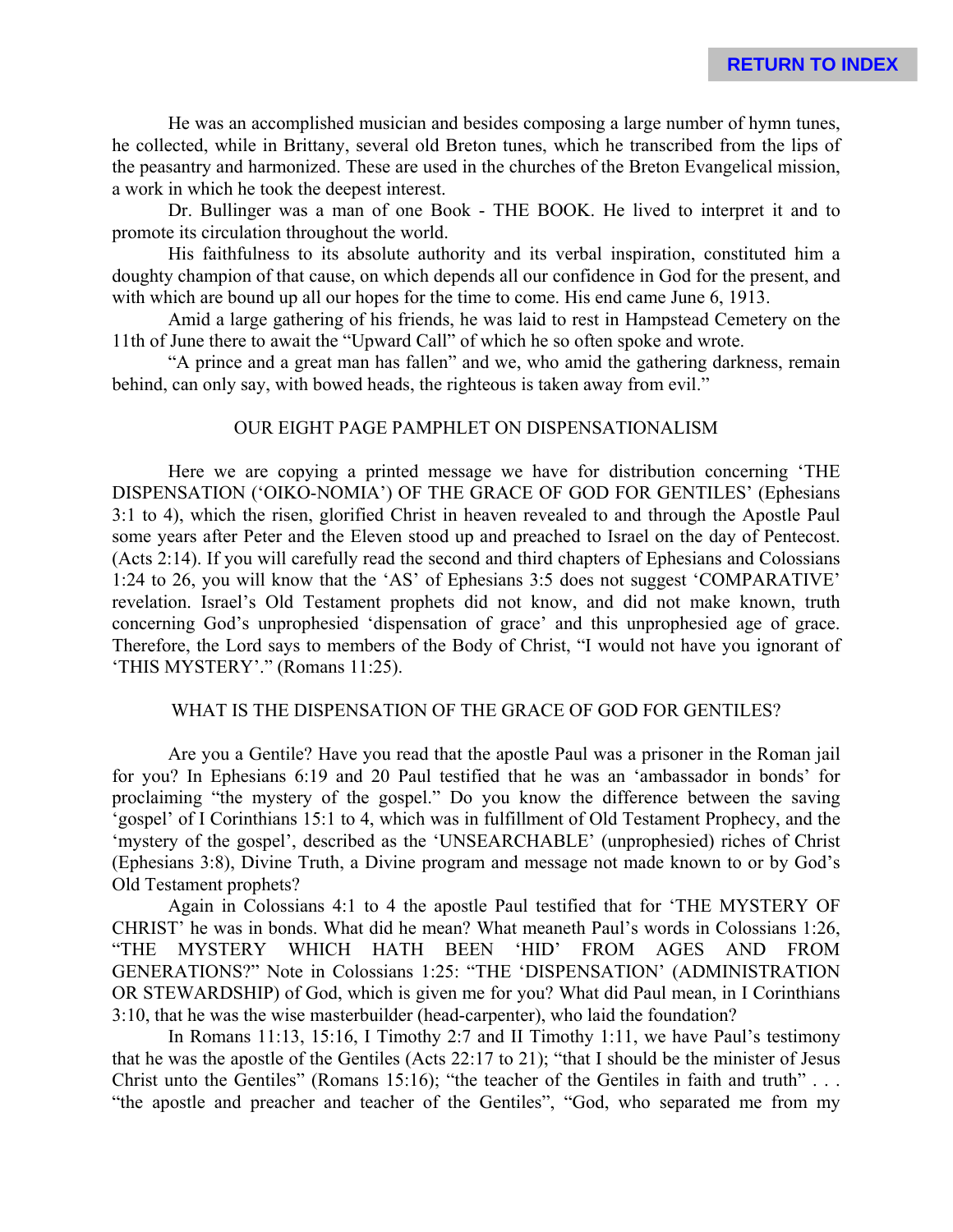He was an accomplished musician and besides composing a large number of hymn tunes, he collected, while in Brittany, several old Breton tunes, which he transcribed from the lips of the peasantry and harmonized. These are used in the churches of the Breton Evangelical mission, a work in which he took the deepest interest.

Dr. Bullinger was a man of one Book - THE BOOK. He lived to interpret it and to promote its circulation throughout the world.

His faithfulness to its absolute authority and its verbal inspiration, constituted him a doughty champion of that cause, on which depends all our confidence in God for the present, and with which are bound up all our hopes for the time to come. His end came June 6, 1913.

Amid a large gathering of his friends, he was laid to rest in Hampstead Cemetery on the 11th of June there to await the "Upward Call" of which he so often spoke and wrote.

"A prince and a great man has fallen" and we, who amid the gathering darkness, remain behind, can only say, with bowed heads, the righteous is taken away from evil."

## OUR EIGHT PAGE PAMPHLET ON DISPENSATIONALISM

Here we are copying a printed message we have for distribution concerning 'THE DISPENSATION ('OIKO-NOMIA') OF THE GRACE OF GOD FOR GENTILES' (Ephesians 3:1 to 4), which the risen, glorified Christ in heaven revealed to and through the Apostle Paul some years after Peter and the Eleven stood up and preached to Israel on the day of Pentecost. (Acts 2:14). If you will carefully read the second and third chapters of Ephesians and Colossians 1:24 to 26, you will know that the 'AS' of Ephesians 3:5 does not suggest 'COMPARATIVE' revelation. Israel's Old Testament prophets did not know, and did not make known, truth concerning God's unprophesied 'dispensation of grace' and this unprophesied age of grace. Therefore, the Lord says to members of the Body of Christ, "I would not have you ignorant of 'THIS MYSTERY'." (Romans 11:25).

## WHAT IS THE DISPENSATION OF THE GRACE OF GOD FOR GENTILES?

Are you a Gentile? Have you read that the apostle Paul was a prisoner in the Roman jail for you? In Ephesians 6:19 and 20 Paul testified that he was an 'ambassador in bonds' for proclaiming "the mystery of the gospel." Do you know the difference between the saving 'gospel' of I Corinthians 15:1 to 4, which was in fulfillment of Old Testament Prophecy, and the 'mystery of the gospel', described as the 'UNSEARCHABLE' (unprophesied) riches of Christ (Ephesians 3:8), Divine Truth, a Divine program and message not made known to or by God's Old Testament prophets?

Again in Colossians 4:1 to 4 the apostle Paul testified that for 'THE MYSTERY OF CHRIST' he was in bonds. What did he mean? What meaneth Paul's words in Colossians 1:26, "THE MYSTERY WHICH HATH BEEN 'HID' FROM AGES AND FROM GENERATIONS?" Note in Colossians 1:25: "THE 'DISPENSATION' (ADMINISTRATION OR STEWARDSHIP) of God, which is given me for you? What did Paul mean, in I Corinthians 3:10, that he was the wise masterbuilder (head-carpenter), who laid the foundation?

In Romans 11:13, 15:16, I Timothy 2:7 and II Timothy 1:11, we have Paul's testimony that he was the apostle of the Gentiles (Acts 22:17 to 21); "that I should be the minister of Jesus Christ unto the Gentiles" (Romans 15:16); "the teacher of the Gentiles in faith and truth" . . . "the apostle and preacher and teacher of the Gentiles", "God, who separated me from my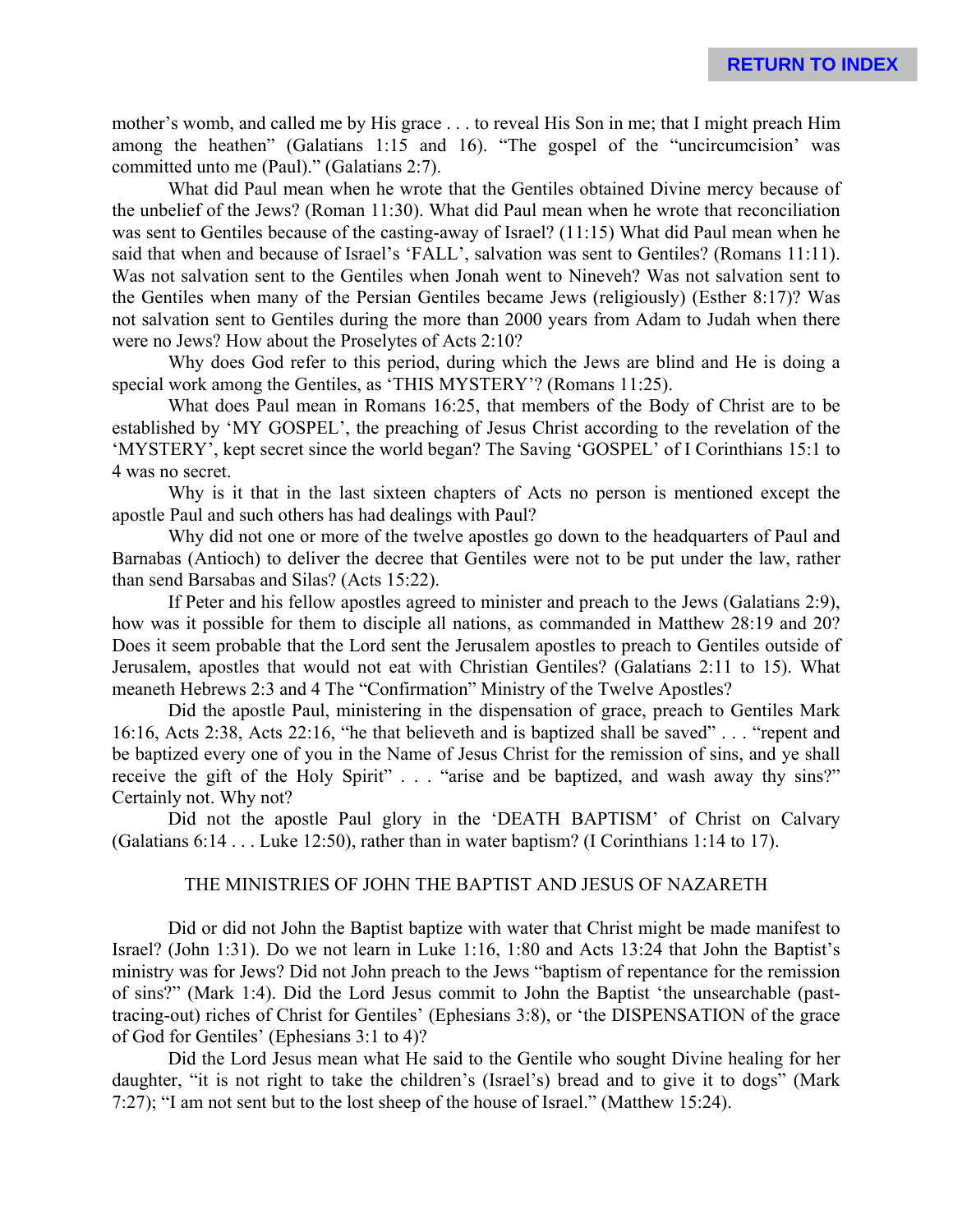mother's womb, and called me by His grace . . . to reveal His Son in me; that I might preach Him among the heathen" (Galatians 1:15 and 16). "The gospel of the "uncircumcision' was committed unto me (Paul)." (Galatians 2:7).

What did Paul mean when he wrote that the Gentiles obtained Divine mercy because of the unbelief of the Jews? (Roman 11:30). What did Paul mean when he wrote that reconciliation was sent to Gentiles because of the casting-away of Israel? (11:15) What did Paul mean when he said that when and because of Israel's 'FALL', salvation was sent to Gentiles? (Romans 11:11). Was not salvation sent to the Gentiles when Jonah went to Nineveh? Was not salvation sent to the Gentiles when many of the Persian Gentiles became Jews (religiously) (Esther 8:17)? Was not salvation sent to Gentiles during the more than 2000 years from Adam to Judah when there were no Jews? How about the Proselytes of Acts 2:10?

Why does God refer to this period, during which the Jews are blind and He is doing a special work among the Gentiles, as 'THIS MYSTERY'? (Romans 11:25).

What does Paul mean in Romans 16:25, that members of the Body of Christ are to be established by 'MY GOSPEL', the preaching of Jesus Christ according to the revelation of the 'MYSTERY', kept secret since the world began? The Saving 'GOSPEL' of I Corinthians 15:1 to 4 was no secret.

Why is it that in the last sixteen chapters of Acts no person is mentioned except the apostle Paul and such others has had dealings with Paul?

Why did not one or more of the twelve apostles go down to the headquarters of Paul and Barnabas (Antioch) to deliver the decree that Gentiles were not to be put under the law, rather than send Barsabas and Silas? (Acts 15:22).

If Peter and his fellow apostles agreed to minister and preach to the Jews (Galatians 2:9), how was it possible for them to disciple all nations, as commanded in Matthew 28:19 and 20? Does it seem probable that the Lord sent the Jerusalem apostles to preach to Gentiles outside of Jerusalem, apostles that would not eat with Christian Gentiles? (Galatians 2:11 to 15). What meaneth Hebrews 2:3 and 4 The "Confirmation" Ministry of the Twelve Apostles?

Did the apostle Paul, ministering in the dispensation of grace, preach to Gentiles Mark 16:16, Acts 2:38, Acts 22:16, "he that believeth and is baptized shall be saved" . . . "repent and be baptized every one of you in the Name of Jesus Christ for the remission of sins, and ye shall receive the gift of the Holy Spirit" . . . "arise and be baptized, and wash away thy sins?" Certainly not. Why not?

Did not the apostle Paul glory in the 'DEATH BAPTISM' of Christ on Calvary (Galatians 6:14 . . . Luke 12:50), rather than in water baptism? (I Corinthians 1:14 to 17).

## THE MINISTRIES OF JOHN THE BAPTIST AND JESUS OF NAZARETH

Did or did not John the Baptist baptize with water that Christ might be made manifest to Israel? (John 1:31). Do we not learn in Luke 1:16, 1:80 and Acts 13:24 that John the Baptist's ministry was for Jews? Did not John preach to the Jews "baptism of repentance for the remission of sins?" (Mark 1:4). Did the Lord Jesus commit to John the Baptist 'the unsearchable (past-tracing-out) riches of Christ for Gentiles' (Ephesians 3:8), or 'the DISPENSATION of the grace of God for Gentiles' (Ephesians 3:1 to 4)?

Did the Lord Jesus mean what He said to the Gentile who sought Divine healing for her daughter, "it is not right to take the children's (Israel's) bread and to give it to dogs" (Mark 7:27); "I am not sent but to the lost sheep of the house of Israel." (Matthew 15:24).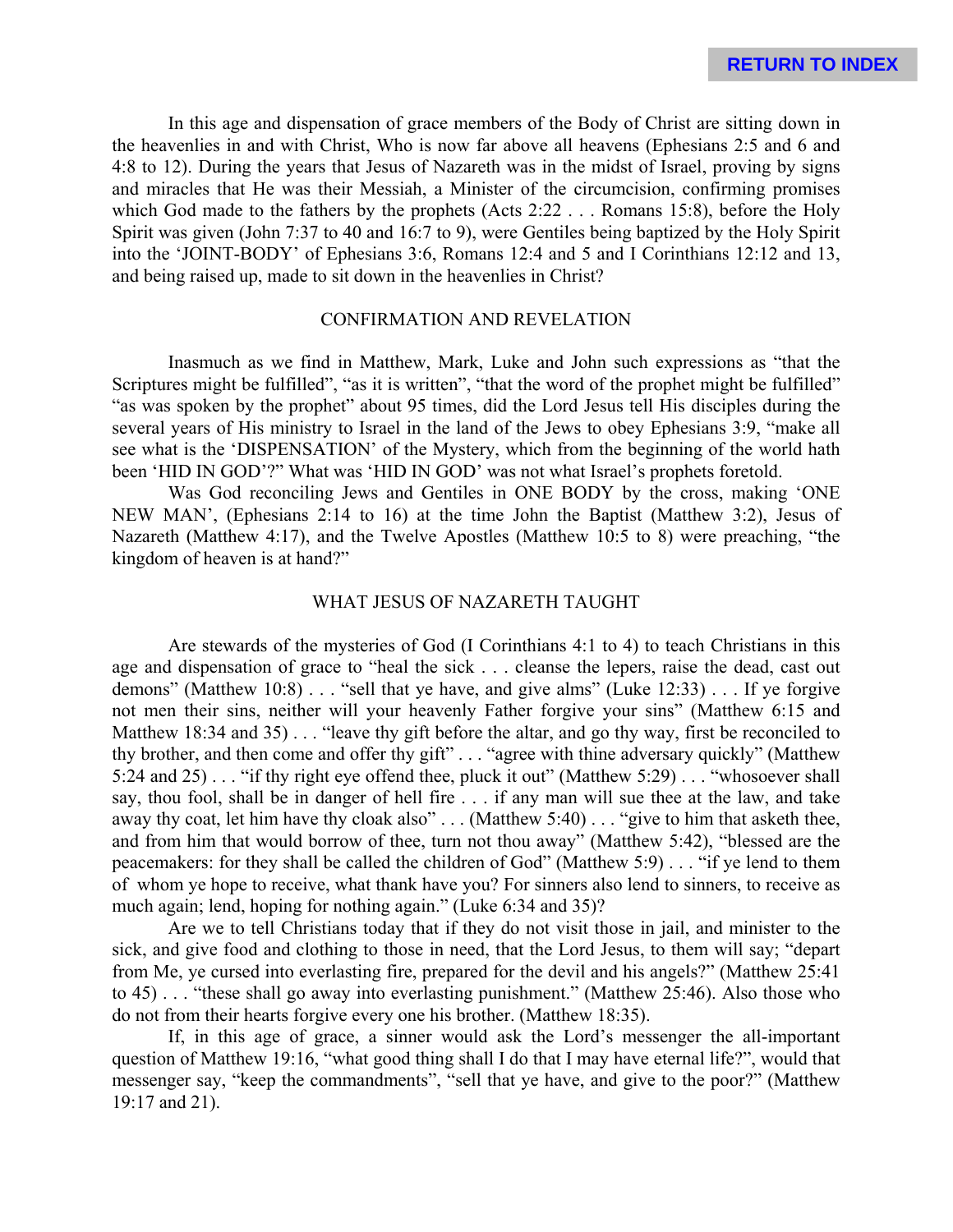In this age and dispensation of grace members of the Body of Christ are sitting down in the heavenlies in and with Christ, Who is now far above all heavens (Ephesians 2:5 and 6 and 4:8 to 12). During the years that Jesus of Nazareth was in the midst of Israel, proving by signs and miracles that He was their Messiah, a Minister of the circumcision, confirming promises which God made to the fathers by the prophets (Acts 2:22 . . . Romans 15:8), before the Holy Spirit was given (John 7:37 to 40 and 16:7 to 9), were Gentiles being baptized by the Holy Spirit into the 'JOINT-BODY' of Ephesians 3:6, Romans 12:4 and 5 and I Corinthians 12:12 and 13, and being raised up, made to sit down in the heavenlies in Christ?

## CONFIRMATION AND REVELATION

Inasmuch as we find in Matthew, Mark, Luke and John such expressions as "that the Scriptures might be fulfilled", "as it is written", "that the word of the prophet might be fulfilled" "as was spoken by the prophet" about 95 times, did the Lord Jesus tell His disciples during the several years of His ministry to Israel in the land of the Jews to obey Ephesians 3:9, "make all see what is the 'DISPENSATION' of the Mystery, which from the beginning of the world hath been 'HID IN GOD'?" What was 'HID IN GOD' was not what Israel's prophets foretold.

Was God reconciling Jews and Gentiles in ONE BODY by the cross, making 'ONE NEW MAN', (Ephesians 2:14 to 16) at the time John the Baptist (Matthew 3:2), Jesus of Nazareth (Matthew 4:17), and the Twelve Apostles (Matthew 10:5 to 8) were preaching, "the kingdom of heaven is at hand?"

## WHAT JESUS OF NAZARETH TAUGHT

Are stewards of the mysteries of God (I Corinthians 4:1 to 4) to teach Christians in this age and dispensation of grace to "heal the sick . . . cleanse the lepers, raise the dead, cast out demons" (Matthew 10:8) . . . "sell that ye have, and give alms" (Luke 12:33) . . . If ye forgive not men their sins, neither will your heavenly Father forgive your sins" (Matthew 6:15 and Matthew 18:34 and 35) . . . "leave thy gift before the altar, and go thy way, first be reconciled to thy brother, and then come and offer thy gift" . . . "agree with thine adversary quickly" (Matthew 5:24 and 25) . . . "if thy right eye offend thee, pluck it out" (Matthew 5:29) . . . "whosoever shall say, thou fool, shall be in danger of hell fire . . . if any man will sue thee at the law, and take away thy coat, let him have thy cloak also" . . . (Matthew 5:40) . . . "give to him that asketh thee, and from him that would borrow of thee, turn not thou away" (Matthew 5:42), "blessed are the peacemakers: for they shall be called the children of God" (Matthew 5:9) . . . "if ye lend to them of whom ye hope to receive, what thank have you? For sinners also lend to sinners, to receive as much again; lend, hoping for nothing again." (Luke 6:34 and 35)?

Are we to tell Christians today that if they do not visit those in jail, and minister to the sick, and give food and clothing to those in need, that the Lord Jesus, to them will say; "depart from Me, ye cursed into everlasting fire, prepared for the devil and his angels?" (Matthew 25:41 to 45) . . . "these shall go away into everlasting punishment." (Matthew 25:46). Also those who do not from their hearts forgive every one his brother. (Matthew 18:35).

If, in this age of grace, a sinner would ask the Lord's messenger the all-important question of Matthew 19:16, "what good thing shall I do that I may have eternal life?", would that messenger say, "keep the commandments", "sell that ye have, and give to the poor?" (Matthew 19:17 and 21).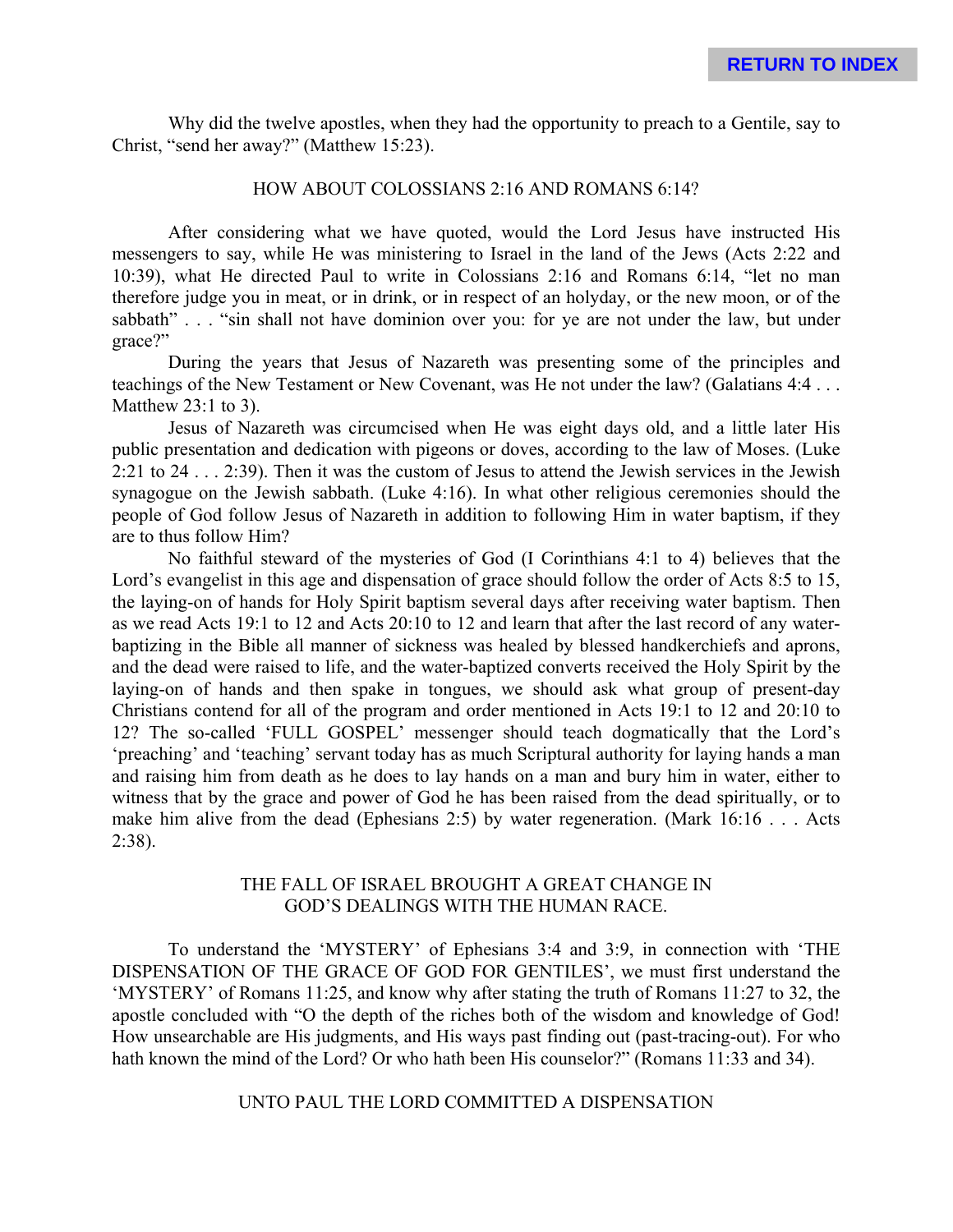Why did the twelve apostles, when they had the opportunity to preach to a Gentile, say to Christ, "send her away?" (Matthew 15:23).

## HOW ABOUT COLOSSIANS 2:16 AND ROMANS 6:14?

After considering what we have quoted, would the Lord Jesus have instructed His messengers to say, while He was ministering to Israel in the land of the Jews (Acts 2:22 and 10:39), what He directed Paul to write in Colossians 2:16 and Romans 6:14, "let no man therefore judge you in meat, or in drink, or in respect of an holyday, or the new moon, or of the sabbath" . . . "sin shall not have dominion over you: for ye are not under the law, but under grace?"

During the years that Jesus of Nazareth was presenting some of the principles and teachings of the New Testament or New Covenant, was He not under the law? (Galatians 4:4 . . . Matthew 23:1 to 3).

Jesus of Nazareth was circumcised when He was eight days old, and a little later His public presentation and dedication with pigeons or doves, according to the law of Moses. (Luke 2:21 to 24 . . . 2:39). Then it was the custom of Jesus to attend the Jewish services in the Jewish synagogue on the Jewish sabbath. (Luke 4:16). In what other religious ceremonies should the people of God follow Jesus of Nazareth in addition to following Him in water baptism, if they are to thus follow Him?

No faithful steward of the mysteries of God (I Corinthians 4:1 to 4) believes that the Lord's evangelist in this age and dispensation of grace should follow the order of Acts 8:5 to 15, the laying-on of hands for Holy Spirit baptism several days after receiving water baptism. Then as we read Acts 19:1 to 12 and Acts 20:10 to 12 and learn that after the last record of any water-baptizing in the Bible all manner of sickness was healed by blessed handkerchiefs and aprons, and the dead were raised to life, and the water-baptized converts received the Holy Spirit by the laying-on of hands and then spake in tongues, we should ask what group of present-day Christians contend for all of the program and order mentioned in Acts 19:1 to 12 and 20:10 to 12? The so-called 'FULL GOSPEL' messenger should teach dogmatically that the Lord's 'preaching' and 'teaching' servant today has as much Scriptural authority for laying hands a man and raising him from death as he does to lay hands on a man and bury him in water, either to witness that by the grace and power of God he has been raised from the dead spiritually, or to make him alive from the dead (Ephesians 2:5) by water regeneration. (Mark 16:16 . . . Acts 2:38).

## THE FALL OF ISRAEL BROUGHT A GREAT CHANGE IN GOD'S DEALINGS WITH THE HUMAN RACE.

To understand the 'MYSTERY' of Ephesians 3:4 and 3:9, in connection with 'THE DISPENSATION OF THE GRACE OF GOD FOR GENTILES', we must first understand the 'MYSTERY' of Romans 11:25, and know why after stating the truth of Romans 11:27 to 32, the apostle concluded with "O the depth of the riches both of the wisdom and knowledge of God! How unsearchable are His judgments, and His ways past finding out (past-tracing-out). For who hath known the mind of the Lord? Or who hath been His counselor?" (Romans 11:33 and 34).

## UNTO PAUL THE LORD COMMITTED A DISPENSATION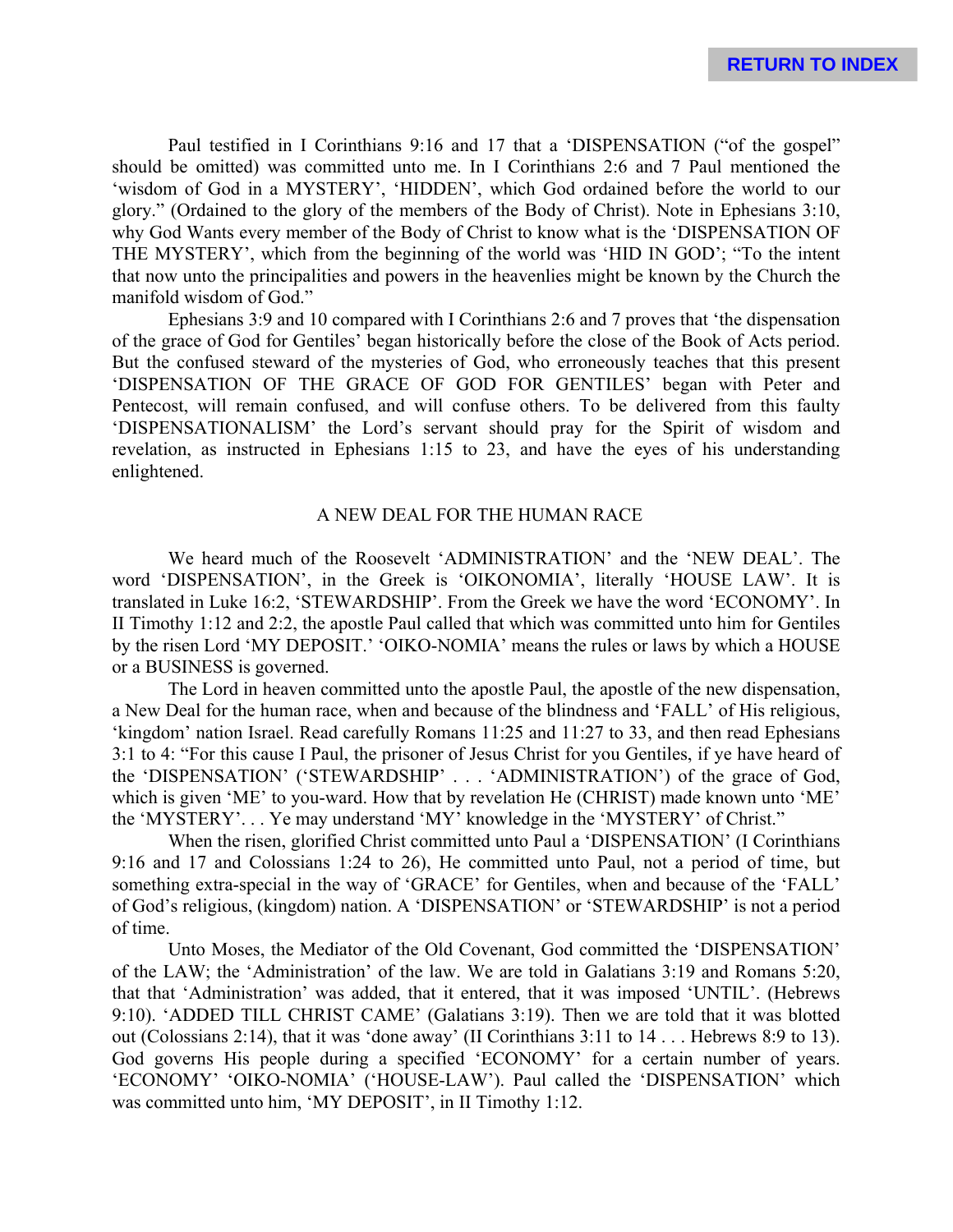Paul testified in I Corinthians 9:16 and 17 that a 'DISPENSATION ("of the gospel" should be omitted) was committed unto me. In I Corinthians 2:6 and 7 Paul mentioned the 'wisdom of God in a MYSTERY', 'HIDDEN', which God ordained before the world to our glory." (Ordained to the glory of the members of the Body of Christ). Note in Ephesians 3:10, why God Wants every member of the Body of Christ to know what is the 'DISPENSATION OF THE MYSTERY', which from the beginning of the world was 'HID IN GOD'; "To the intent that now unto the principalities and powers in the heavenlies might be known by the Church the manifold wisdom of God."

Ephesians 3:9 and 10 compared with I Corinthians 2:6 and 7 proves that 'the dispensation of the grace of God for Gentiles' began historically before the close of the Book of Acts period. But the confused steward of the mysteries of God, who erroneously teaches that this present 'DISPENSATION OF THE GRACE OF GOD FOR GENTILES' began with Peter and Pentecost, will remain confused, and will confuse others. To be delivered from this faulty 'DISPENSATIONALISM' the Lord's servant should pray for the Spirit of wisdom and revelation, as instructed in Ephesians 1:15 to 23, and have the eyes of his understanding enlightened.

## A NEW DEAL FOR THE HUMAN RACE

We heard much of the Roosevelt 'ADMINISTRATION' and the 'NEW DEAL'. The word 'DISPENSATION', in the Greek is 'OIKONOMIA', literally 'HOUSE LAW'. It is translated in Luke 16:2, 'STEWARDSHIP'. From the Greek we have the word 'ECONOMY'. In II Timothy 1:12 and 2:2, the apostle Paul called that which was committed unto him for Gentiles by the risen Lord 'MY DEPOSIT.' 'OIKO-NOMIA' means the rules or laws by which a HOUSE or a BUSINESS is governed.

The Lord in heaven committed unto the apostle Paul, the apostle of the new dispensation, a New Deal for the human race, when and because of the blindness and 'FALL' of His religious, 'kingdom' nation Israel. Read carefully Romans 11:25 and 11:27 to 33, and then read Ephesians 3:1 to 4: "For this cause I Paul, the prisoner of Jesus Christ for you Gentiles, if ye have heard of the 'DISPENSATION' ('STEWARDSHIP' . . . 'ADMINISTRATION') of the grace of God, which is given 'ME' to you-ward. How that by revelation He (CHRIST) made known unto 'ME' the 'MYSTERY'. . . Ye may understand 'MY' knowledge in the 'MYSTERY' of Christ."

When the risen, glorified Christ committed unto Paul a 'DISPENSATION' (I Corinthians 9:16 and 17 and Colossians 1:24 to 26), He committed unto Paul, not a period of time, but something extra-special in the way of 'GRACE' for Gentiles, when and because of the 'FALL' of God's religious, (kingdom) nation. A 'DISPENSATION' or 'STEWARDSHIP' is not a period of time.

Unto Moses, the Mediator of the Old Covenant, God committed the 'DISPENSATION' of the LAW; the 'Administration' of the law. We are told in Galatians 3:19 and Romans 5:20, that that 'Administration' was added, that it entered, that it was imposed 'UNTIL'. (Hebrews 9:10). 'ADDED TILL CHRIST CAME' (Galatians 3:19). Then we are told that it was blotted out (Colossians 2:14), that it was 'done away' (II Corinthians 3:11 to 14 . . . Hebrews 8:9 to 13). God governs His people during a specified 'ECONOMY' for a certain number of years. 'ECONOMY' 'OIKO-NOMIA' ('HOUSE-LAW'). Paul called the 'DISPENSATION' which was committed unto him, 'MY DEPOSIT', in II Timothy 1:12.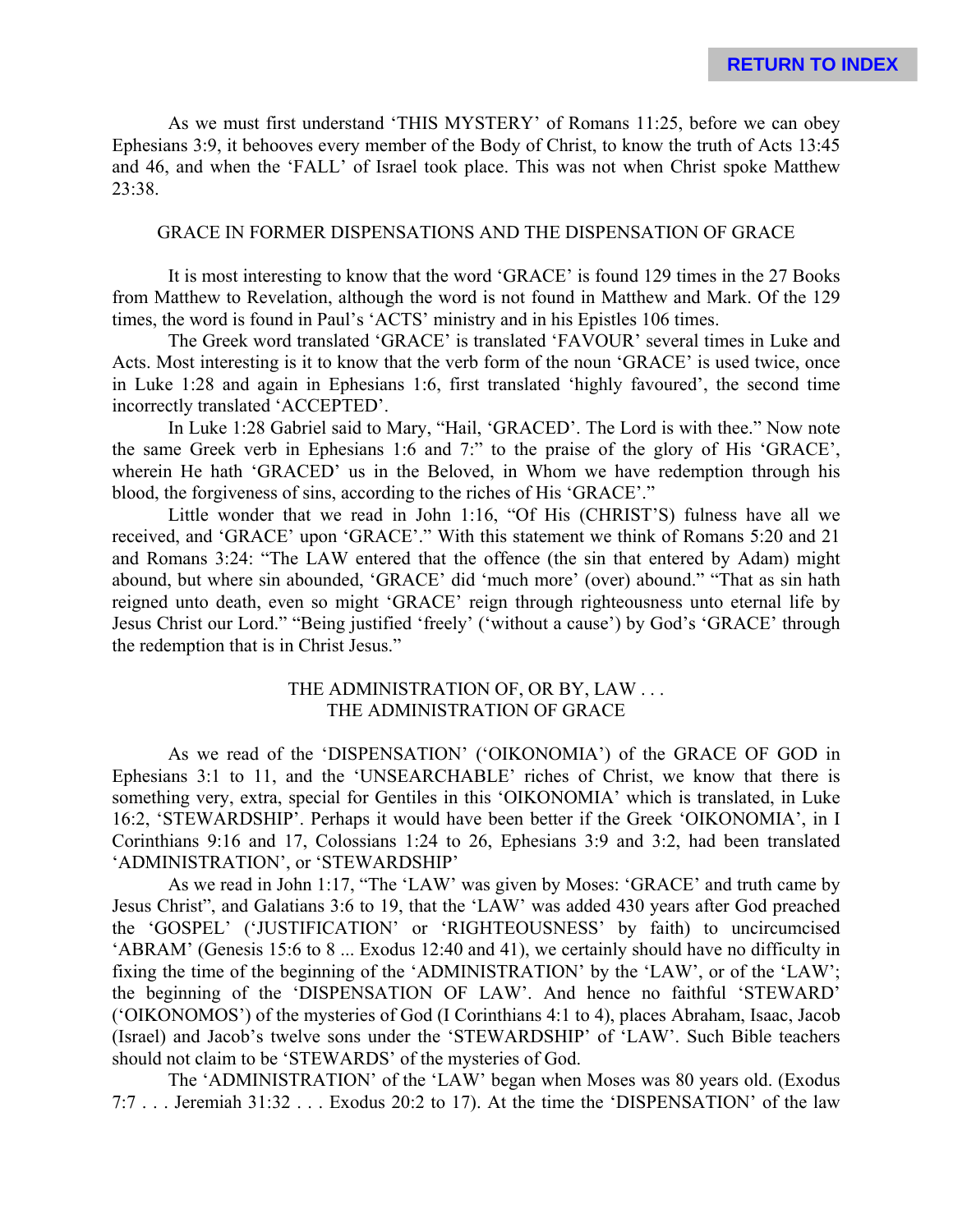As we must first understand 'THIS MYSTERY' of Romans 11:25, before we can obey Ephesians 3:9, it behooves every member of the Body of Christ, to know the truth of Acts 13:45 and 46, and when the 'FALL' of Israel took place. This was not when Christ spoke Matthew 23:38.

## GRACE IN FORMER DISPENSATIONS AND THE DISPENSATION OF GRACE

It is most interesting to know that the word 'GRACE' is found 129 times in the 27 Books from Matthew to Revelation, although the word is not found in Matthew and Mark. Of the 129 times, the word is found in Paul's 'ACTS' ministry and in his Epistles 106 times.

The Greek word translated 'GRACE' is translated 'FAVOUR' several times in Luke and Acts. Most interesting is it to know that the verb form of the noun 'GRACE' is used twice, once in Luke 1:28 and again in Ephesians 1:6, first translated 'highly favoured', the second time incorrectly translated 'ACCEPTED'.

In Luke 1:28 Gabriel said to Mary, "Hail, 'GRACED'. The Lord is with thee." Now note the same Greek verb in Ephesians 1:6 and 7:" to the praise of the glory of His 'GRACE', wherein He hath 'GRACED' us in the Beloved, in Whom we have redemption through his blood, the forgiveness of sins, according to the riches of His 'GRACE'."

Little wonder that we read in John 1:16, "Of His (CHRIST'S) fulness have all we received, and 'GRACE' upon 'GRACE'." With this statement we think of Romans 5:20 and 21 and Romans 3:24: "The LAW entered that the offence (the sin that entered by Adam) might abound, but where sin abounded, 'GRACE' did 'much more' (over) abound." "That as sin hath reigned unto death, even so might 'GRACE' reign through righteousness unto eternal life by Jesus Christ our Lord." "Being justified 'freely' ('without a cause') by God's 'GRACE' through the redemption that is in Christ Jesus."

## THE ADMINISTRATION OF, OR BY, LAW . . .
## THE ADMINISTRATION OF GRACE

As we read of the 'DISPENSATION' ('OIKONOMIA') of the GRACE OF GOD in Ephesians 3:1 to 11, and the 'UNSEARCHABLE' riches of Christ, we know that there is something very, extra, special for Gentiles in this 'OIKONOMIA' which is translated, in Luke 16:2, 'STEWARDSHIP'. Perhaps it would have been better if the Greek 'OIKONOMIA', in I Corinthians 9:16 and 17, Colossians 1:24 to 26, Ephesians 3:9 and 3:2, had been translated 'ADMINISTRATION', or 'STEWARDSHIP'

As we read in John 1:17, "The 'LAW' was given by Moses: 'GRACE' and truth came by Jesus Christ", and Galatians 3:6 to 19, that the 'LAW' was added 430 years after God preached the 'GOSPEL' ('JUSTIFICATION' or 'RIGHTEOUSNESS' by faith) to uncircumcised 'ABRAM' (Genesis 15:6 to 8 ... Exodus 12:40 and 41), we certainly should have no difficulty in fixing the time of the beginning of the 'ADMINISTRATION' by the 'LAW', or of the 'LAW'; the beginning of the 'DISPENSATION OF LAW'. And hence no faithful 'STEWARD' ('OIKONOMOS') of the mysteries of God (I Corinthians 4:1 to 4), places Abraham, Isaac, Jacob (Israel) and Jacob's twelve sons under the 'STEWARDSHIP' of 'LAW'. Such Bible teachers should not claim to be 'STEWARDS' of the mysteries of God.

The 'ADMINISTRATION' of the 'LAW' began when Moses was 80 years old. (Exodus 7:7 . . . Jeremiah 31:32 . . . Exodus 20:2 to 17). At the time the 'DISPENSATION' of the law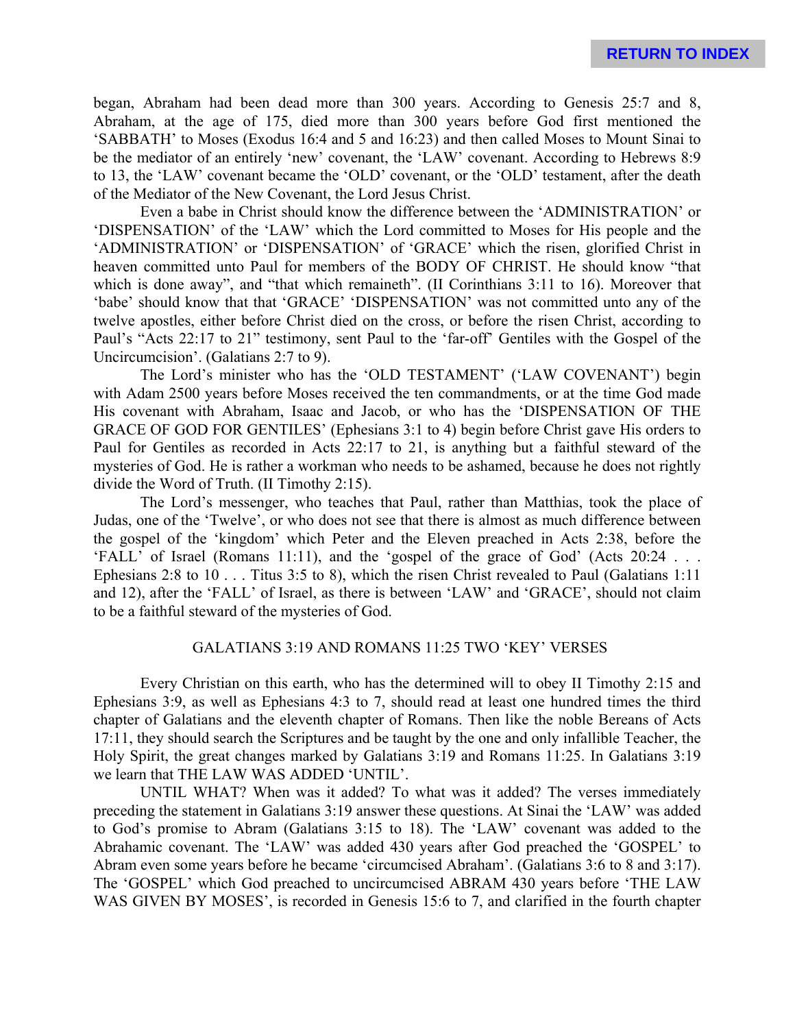began, Abraham had been dead more than 300 years. According to Genesis 25:7 and 8, Abraham, at the age of 175, died more than 300 years before God first mentioned the 'SABBATH' to Moses (Exodus 16:4 and 5 and 16:23) and then called Moses to Mount Sinai to be the mediator of an entirely 'new' covenant, the 'LAW' covenant. According to Hebrews 8:9 to 13, the 'LAW' covenant became the 'OLD' covenant, or the 'OLD' testament, after the death of the Mediator of the New Covenant, the Lord Jesus Christ.

Even a babe in Christ should know the difference between the 'ADMINISTRATION' or 'DISPENSATION' of the 'LAW' which the Lord committed to Moses for His people and the 'ADMINISTRATION' or 'DISPENSATION' of 'GRACE' which the risen, glorified Christ in heaven committed unto Paul for members of the BODY OF CHRIST. He should know "that which is done away", and "that which remaineth". (II Corinthians 3:11 to 16). Moreover that 'babe' should know that that 'GRACE' 'DISPENSATION' was not committed unto any of the twelve apostles, either before Christ died on the cross, or before the risen Christ, according to Paul's "Acts 22:17 to 21" testimony, sent Paul to the 'far-off' Gentiles with the Gospel of the Uncircumcision'. (Galatians 2:7 to 9).

The Lord's minister who has the 'OLD TESTAMENT' ('LAW COVENANT') begin with Adam 2500 years before Moses received the ten commandments, or at the time God made His covenant with Abraham, Isaac and Jacob, or who has the 'DISPENSATION OF THE GRACE OF GOD FOR GENTILES' (Ephesians 3:1 to 4) begin before Christ gave His orders to Paul for Gentiles as recorded in Acts 22:17 to 21, is anything but a faithful steward of the mysteries of God. He is rather a workman who needs to be ashamed, because he does not rightly divide the Word of Truth. (II Timothy 2:15).

The Lord's messenger, who teaches that Paul, rather than Matthias, took the place of Judas, one of the 'Twelve', or who does not see that there is almost as much difference between the gospel of the 'kingdom' which Peter and the Eleven preached in Acts 2:38, before the 'FALL' of Israel (Romans 11:11), and the 'gospel of the grace of God' (Acts 20:24 . . . Ephesians 2:8 to 10 . . . Titus 3:5 to 8), which the risen Christ revealed to Paul (Galatians 1:11 and 12), after the 'FALL' of Israel, as there is between 'LAW' and 'GRACE', should not claim to be a faithful steward of the mysteries of God.

## GALATIANS 3:19 AND ROMANS 11:25 TWO 'KEY' VERSES

Every Christian on this earth, who has the determined will to obey II Timothy 2:15 and Ephesians 3:9, as well as Ephesians 4:3 to 7, should read at least one hundred times the third chapter of Galatians and the eleventh chapter of Romans. Then like the noble Bereans of Acts 17:11, they should search the Scriptures and be taught by the one and only infallible Teacher, the Holy Spirit, the great changes marked by Galatians 3:19 and Romans 11:25. In Galatians 3:19 we learn that THE LAW WAS ADDED 'UNTIL'.

UNTIL WHAT? When was it added? To what was it added? The verses immediately preceding the statement in Galatians 3:19 answer these questions. At Sinai the 'LAW' was added to God's promise to Abram (Galatians 3:15 to 18). The 'LAW' covenant was added to the Abrahamic covenant. The 'LAW' was added 430 years after God preached the 'GOSPEL' to Abram even some years before he became 'circumcised Abraham'. (Galatians 3:6 to 8 and 3:17). The 'GOSPEL' which God preached to uncircumcised ABRAM 430 years before 'THE LAW WAS GIVEN BY MOSES', is recorded in Genesis 15:6 to 7, and clarified in the fourth chapter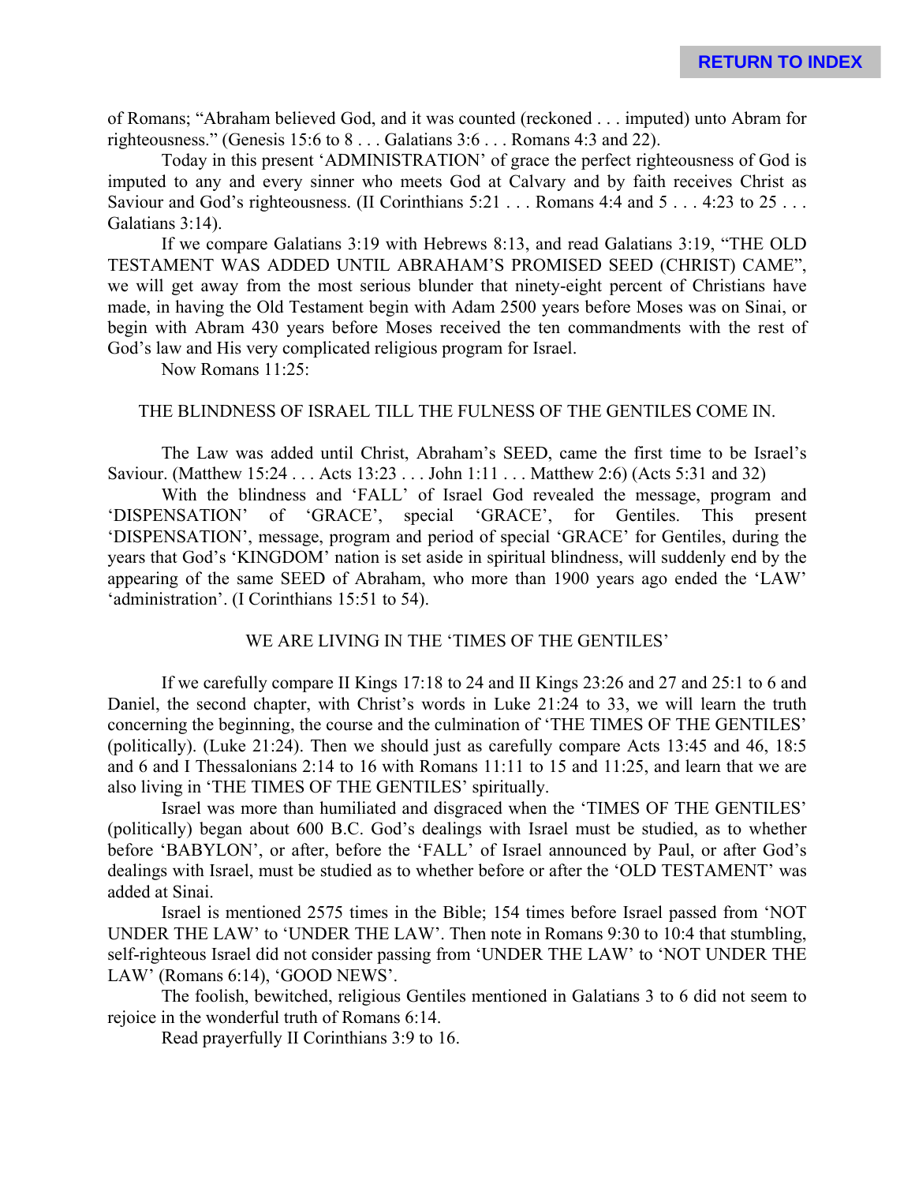of Romans; “Abraham believed God, and it was counted (reckoned . . . imputed) unto Abram for righteousness.” (Genesis 15:6 to 8 . . . Galatians 3:6 . . . Romans 4:3 and 22).

Today in this present ‘ADMINISTRATION’ of grace the perfect righteousness of God is imputed to any and every sinner who meets God at Calvary and by faith receives Christ as Saviour and God’s righteousness. (II Corinthians 5:21 . . . Romans 4:4 and 5 . . . 4:23 to 25 . . . Galatians 3:14).

If we compare Galatians 3:19 with Hebrews 8:13, and read Galatians 3:19, “THE OLD TESTAMENT WAS ADDED UNTIL ABRAHAM’S PROMISED SEED (CHRIST) CAME”, we will get away from the most serious blunder that ninety-eight percent of Christians have made, in having the Old Testament begin with Adam 2500 years before Moses was on Sinai, or begin with Abram 430 years before Moses received the ten commandments with the rest of God’s law and His very complicated religious program for Israel.

Now Romans 11:25:

THE BLINDNESS OF ISRAEL TILL THE FULNESS OF THE GENTILES COME IN.

The Law was added until Christ, Abraham’s SEED, came the first time to be Israel’s Saviour. (Matthew 15:24 . . . Acts 13:23 . . . John 1:11 . . . Matthew 2:6) (Acts 5:31 and 32)

With the blindness and ‘FALL’ of Israel God revealed the message, program and ‘DISPENSATION’ of ‘GRACE’, special ‘GRACE’, for Gentiles. This present ‘DISPENSATION’, message, program and period of special ‘GRACE’ for Gentiles, during the years that God’s ‘KINGDOM’ nation is set aside in spiritual blindness, will suddenly end by the appearing of the same SEED of Abraham, who more than 1900 years ago ended the ‘LAW’ ‘administration’. (I Corinthians 15:51 to 54).

WE ARE LIVING IN THE ‘TIMES OF THE GENTILES’

If we carefully compare II Kings 17:18 to 24 and II Kings 23:26 and 27 and 25:1 to 6 and Daniel, the second chapter, with Christ’s words in Luke 21:24 to 33, we will learn the truth concerning the beginning, the course and the culmination of ‘THE TIMES OF THE GENTILES’ (politically). (Luke 21:24). Then we should just as carefully compare Acts 13:45 and 46, 18:5 and 6 and I Thessalonians 2:14 to 16 with Romans 11:11 to 15 and 11:25, and learn that we are also living in ‘THE TIMES OF THE GENTILES’ spiritually.

Israel was more than humiliated and disgraced when the ‘TIMES OF THE GENTILES’ (politically) began about 600 B.C. God’s dealings with Israel must be studied, as to whether before ‘BABYLON’, or after, before the ‘FALL’ of Israel announced by Paul, or after God’s dealings with Israel, must be studied as to whether before or after the ‘OLD TESTAMENT’ was added at Sinai.

Israel is mentioned 2575 times in the Bible; 154 times before Israel passed from ‘NOT UNDER THE LAW’ to ‘UNDER THE LAW’. Then note in Romans 9:30 to 10:4 that stumbling, self-righteous Israel did not consider passing from ‘UNDER THE LAW’ to ‘NOT UNDER THE LAW’ (Romans 6:14), ‘GOOD NEWS’.

The foolish, bewitched, religious Gentiles mentioned in Galatians 3 to 6 did not seem to rejoice in the wonderful truth of Romans 6:14.

Read prayerfully II Corinthians 3:9 to 16.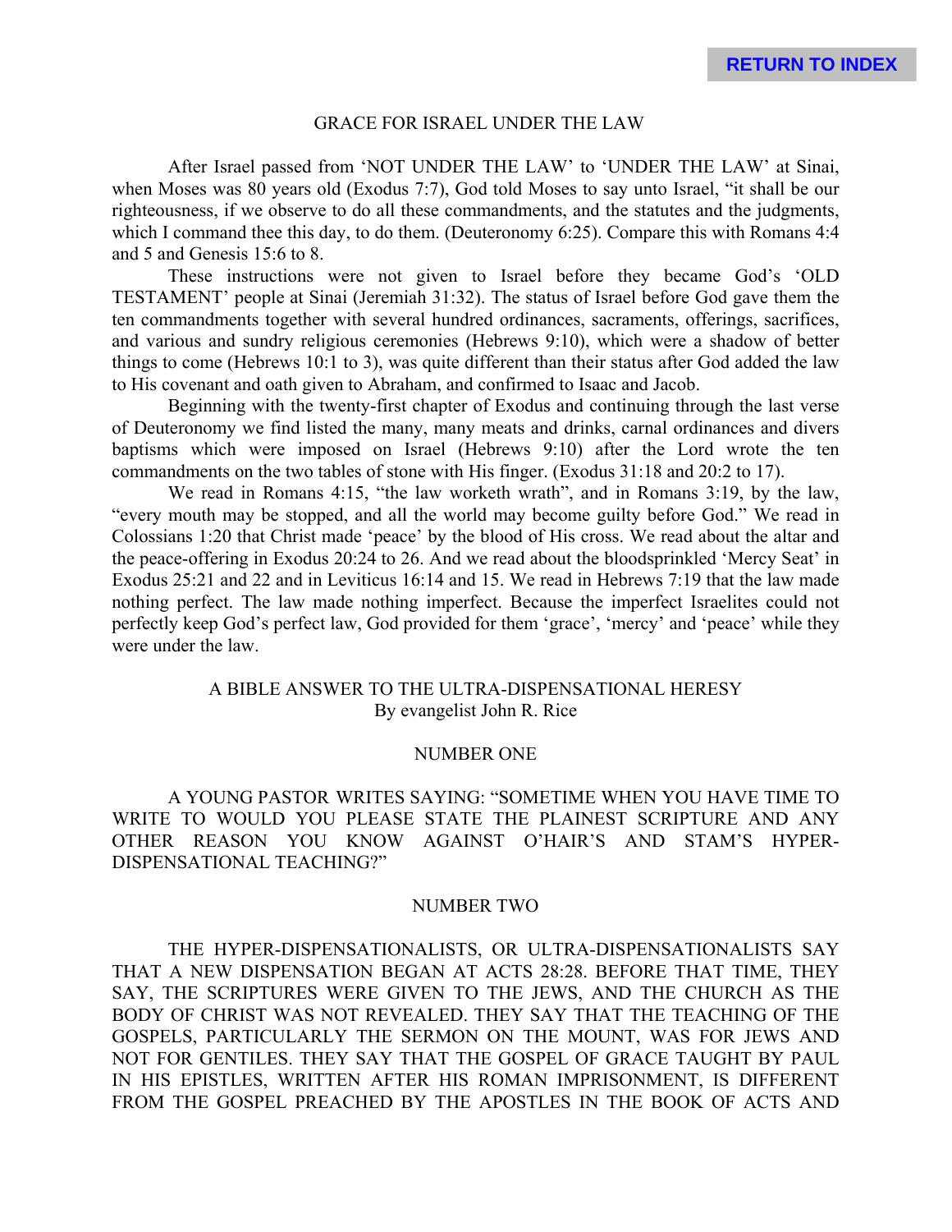## GRACE FOR ISRAEL UNDER THE LAW

After Israel passed from 'NOT UNDER THE LAW' to 'UNDER THE LAW' at Sinai, when Moses was 80 years old (Exodus 7:7), God told Moses to say unto Israel, "it shall be our righteousness, if we observe to do all these commandments, and the statutes and the judgments, which I command thee this day, to do them. (Deuteronomy 6:25). Compare this with Romans 4:4 and 5 and Genesis 15:6 to 8.

These instructions were not given to Israel before they became God's 'OLD TESTAMENT' people at Sinai (Jeremiah 31:32). The status of Israel before God gave them the ten commandments together with several hundred ordinances, sacraments, offerings, sacrifices, and various and sundry religious ceremonies (Hebrews 9:10), which were a shadow of better things to come (Hebrews 10:1 to 3), was quite different than their status after God added the law to His covenant and oath given to Abraham, and confirmed to Isaac and Jacob.

Beginning with the twenty-first chapter of Exodus and continuing through the last verse of Deuteronomy we find listed the many, many meats and drinks, carnal ordinances and divers baptisms which were imposed on Israel (Hebrews 9:10) after the Lord wrote the ten commandments on the two tables of stone with His finger. (Exodus 31:18 and 20:2 to 17).

We read in Romans 4:15, "the law worketh wrath", and in Romans 3:19, by the law, "every mouth may be stopped, and all the world may become guilty before God." We read in Colossians 1:20 that Christ made 'peace' by the blood of His cross. We read about the altar and the peace-offering in Exodus 20:24 to 26. And we read about the bloodsprinkled 'Mercy Seat' in Exodus 25:21 and 22 and in Leviticus 16:14 and 15. We read in Hebrews 7:19 that the law made nothing perfect. The law made nothing imperfect. Because the imperfect Israelites could not perfectly keep God's perfect law, God provided for them 'grace', 'mercy' and 'peace' while they were under the law.

## A BIBLE ANSWER TO THE ULTRA-DISPENSATIONAL HERESY
By evangelist John R. Rice

### NUMBER ONE

A YOUNG PASTOR WRITES SAYING: "SOMETIME WHEN YOU HAVE TIME TO WRITE TO WOULD YOU PLEASE STATE THE PLAINEST SCRIPTURE AND ANY OTHER REASON YOU KNOW AGAINST O'HAIR'S AND STAM'S HYPER-DISPENSATIONAL TEACHING?"

### NUMBER TWO

THE HYPER-DISPENSATIONALISTS, OR ULTRA-DISPENSATIONALISTS SAY THAT A NEW DISPENSATION BEGAN AT ACTS 28:28. BEFORE THAT TIME, THEY SAY, THE SCRIPTURES WERE GIVEN TO THE JEWS, AND THE CHURCH AS THE BODY OF CHRIST WAS NOT REVEALED. THEY SAY THAT THE TEACHING OF THE GOSPELS, PARTICULARLY THE SERMON ON THE MOUNT, WAS FOR JEWS AND NOT FOR GENTILES. THEY SAY THAT THE GOSPEL OF GRACE TAUGHT BY PAUL IN HIS EPISTLES, WRITTEN AFTER HIS ROMAN IMPRISONMENT, IS DIFFERENT FROM THE GOSPEL PREACHED BY THE APOSTLES IN THE BOOK OF ACTS AND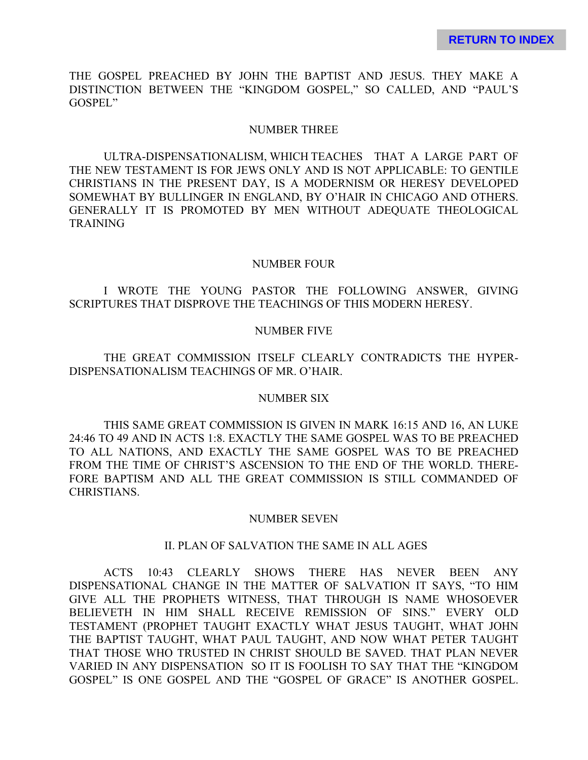THE GOSPEL PREACHED BY JOHN THE BAPTIST AND JESUS. THEY MAKE A DISTINCTION BETWEEN THE "KINGDOM GOSPEL," SO CALLED, AND "PAUL'S GOSPEL"

NUMBER THREE

ULTRA-DISPENSATIONALISM, WHICH TEACHES THAT A LARGE PART OF THE NEW TESTAMENT IS FOR JEWS ONLY AND IS NOT APPLICABLE: TO GENTILE CHRISTIANS IN THE PRESENT DAY, IS A MODERNISM OR HERESY DEVELOPED SOMEWHAT BY BULLINGER IN ENGLAND, BY O'HAIR IN CHICAGO AND OTHERS. GENERALLY IT IS PROMOTED BY MEN WITHOUT ADEQUATE THEOLOGICAL TRAINING

NUMBER FOUR

I WROTE THE YOUNG PASTOR THE FOLLOWING ANSWER, GIVING SCRIPTURES THAT DISPROVE THE TEACHINGS OF THIS MODERN HERESY.

NUMBER FIVE

THE GREAT COMMISSION ITSELF CLEARLY CONTRADICTS THE HYPER-DISPENSATIONALISM TEACHINGS OF MR. O'HAIR.

NUMBER SIX

THIS SAME GREAT COMMISSION IS GIVEN IN MARK 16:15 AND 16, AN LUKE 24:46 TO 49 AND IN ACTS 1:8. EXACTLY THE SAME GOSPEL WAS TO BE PREACHED TO ALL NATIONS, AND EXACTLY THE SAME GOSPEL WAS TO BE PREACHED FROM THE TIME OF CHRIST'S ASCENSION TO THE END OF THE WORLD. THEREFORE BAPTISM AND ALL THE GREAT COMMISSION IS STILL COMMANDED OF CHRISTIANS.

NUMBER SEVEN

II. PLAN OF SALVATION THE SAME IN ALL AGES

ACTS 10:43 CLEARLY SHOWS THERE HAS NEVER BEEN ANY DISPENSATIONAL CHANGE IN THE MATTER OF SALVATION IT SAYS, "TO HIM GIVE ALL THE PROPHETS WITNESS, THAT THROUGH IS NAME WHOSOEVER BELIEVETH IN HIM SHALL RECEIVE REMISSION OF SINS." EVERY OLD TESTAMENT (PROPHET TAUGHT EXACTLY WHAT JESUS TAUGHT, WHAT JOHN THE BAPTIST TAUGHT, WHAT PAUL TAUGHT, AND NOW WHAT PETER TAUGHT THAT THOSE WHO TRUSTED IN CHRIST SHOULD BE SAVED. THAT PLAN NEVER VARIED IN ANY DISPENSATION SO IT IS FOOLISH TO SAY THAT THE "KINGDOM GOSPEL" IS ONE GOSPEL AND THE "GOSPEL OF GRACE" IS ANOTHER GOSPEL.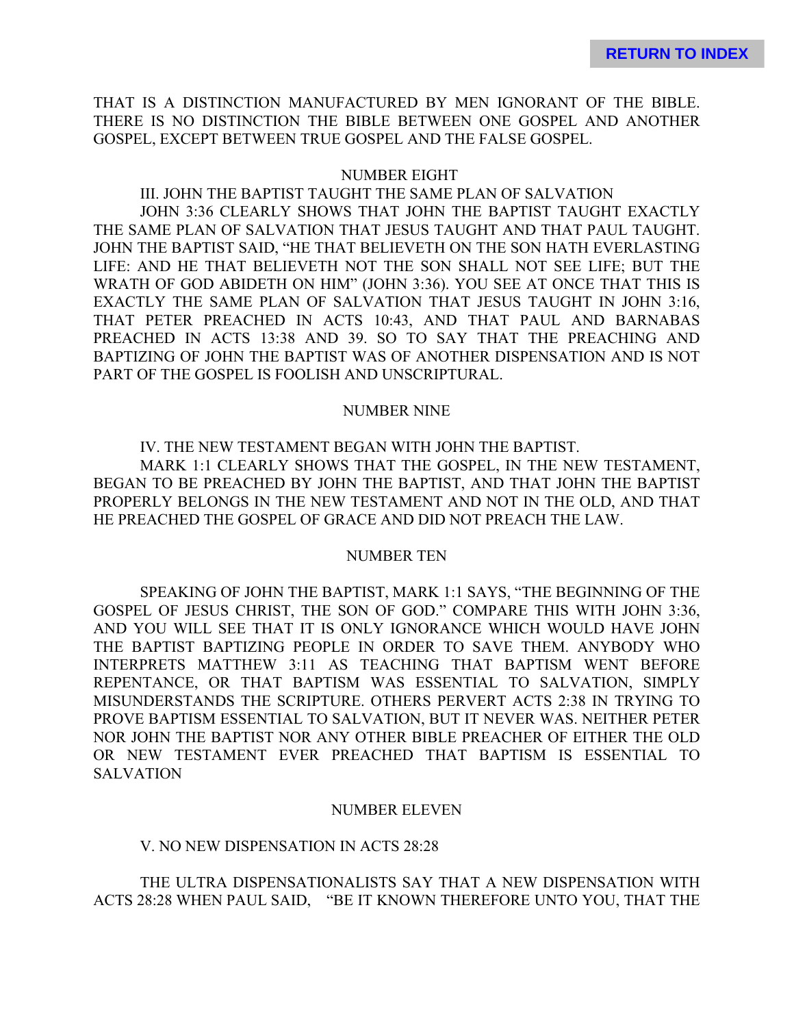THAT IS A DISTINCTION MANUFACTURED BY MEN IGNORANT OF THE BIBLE. THERE IS NO DISTINCTION THE BIBLE BETWEEN ONE GOSPEL AND ANOTHER GOSPEL, EXCEPT BETWEEN TRUE GOSPEL AND THE FALSE GOSPEL.

NUMBER EIGHT

III. JOHN THE BAPTIST TAUGHT THE SAME PLAN OF SALVATION

JOHN 3:36 CLEARLY SHOWS THAT JOHN THE BAPTIST TAUGHT EXACTLY THE SAME PLAN OF SALVATION THAT JESUS TAUGHT AND THAT PAUL TAUGHT. JOHN THE BAPTIST SAID, "HE THAT BELIEVETH ON THE SON HATH EVERLASTING LIFE: AND HE THAT BELIEVETH NOT THE SON SHALL NOT SEE LIFE; BUT THE WRATH OF GOD ABIDETH ON HIM" (JOHN 3:36). YOU SEE AT ONCE THAT THIS IS EXACTLY THE SAME PLAN OF SALVATION THAT JESUS TAUGHT IN JOHN 3:16, THAT PETER PREACHED IN ACTS 10:43, AND THAT PAUL AND BARNABAS PREACHED IN ACTS 13:38 AND 39. SO TO SAY THAT THE PREACHING AND BAPTIZING OF JOHN THE BAPTIST WAS OF ANOTHER DISPENSATION AND IS NOT PART OF THE GOSPEL IS FOOLISH AND UNSCRIPTURAL.

NUMBER NINE

IV. THE NEW TESTAMENT BEGAN WITH JOHN THE BAPTIST.

MARK 1:1 CLEARLY SHOWS THAT THE GOSPEL, IN THE NEW TESTAMENT, BEGAN TO BE PREACHED BY JOHN THE BAPTIST, AND THAT JOHN THE BAPTIST PROPERLY BELONGS IN THE NEW TESTAMENT AND NOT IN THE OLD, AND THAT HE PREACHED THE GOSPEL OF GRACE AND DID NOT PREACH THE LAW.

NUMBER TEN

SPEAKING OF JOHN THE BAPTIST, MARK 1:1 SAYS, "THE BEGINNING OF THE GOSPEL OF JESUS CHRIST, THE SON OF GOD." COMPARE THIS WITH JOHN 3:36, AND YOU WILL SEE THAT IT IS ONLY IGNORANCE WHICH WOULD HAVE JOHN THE BAPTIST BAPTIZING PEOPLE IN ORDER TO SAVE THEM. ANYBODY WHO INTERPRETS MATTHEW 3:11 AS TEACHING THAT BAPTISM WENT BEFORE REPENTANCE, OR THAT BAPTISM WAS ESSENTIAL TO SALVATION, SIMPLY MISUNDERSTANDS THE SCRIPTURE. OTHERS PERVERT ACTS 2:38 IN TRYING TO PROVE BAPTISM ESSENTIAL TO SALVATION, BUT IT NEVER WAS. NEITHER PETER NOR JOHN THE BAPTIST NOR ANY OTHER BIBLE PREACHER OF EITHER THE OLD OR NEW TESTAMENT EVER PREACHED THAT BAPTISM IS ESSENTIAL TO SALVATION

NUMBER ELEVEN

V. NO NEW DISPENSATION IN ACTS 28:28

THE ULTRA DISPENSATIONALISTS SAY THAT A NEW DISPENSATION WITH ACTS 28:28 WHEN PAUL SAID, "BE IT KNOWN THEREFORE UNTO YOU, THAT THE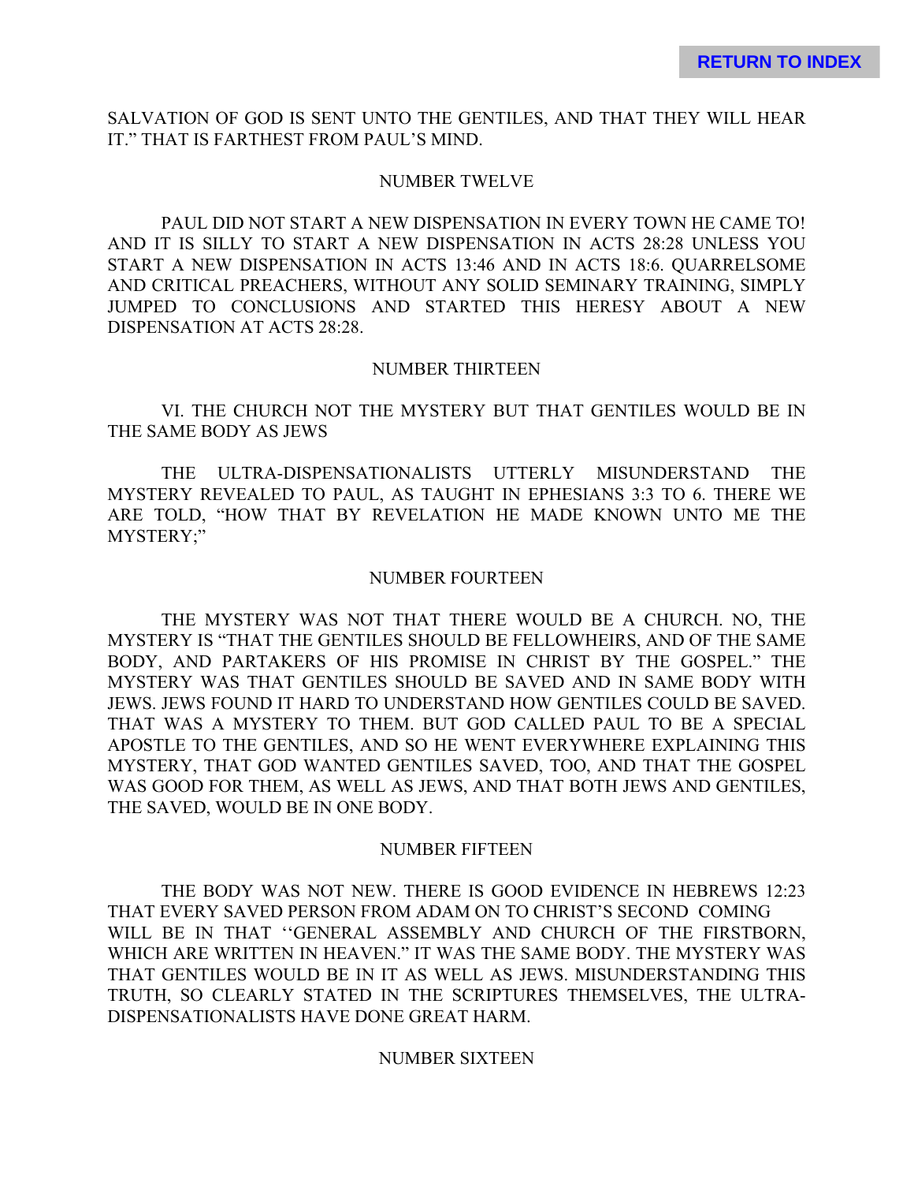SALVATION OF GOD IS SENT UNTO THE GENTILES, AND THAT THEY WILL HEAR IT." THAT IS FARTHEST FROM PAUL'S MIND.

NUMBER TWELVE

PAUL DID NOT START A NEW DISPENSATION IN EVERY TOWN HE CAME TO! AND IT IS SILLY TO START A NEW DISPENSATION IN ACTS 28:28 UNLESS YOU START A NEW DISPENSATION IN ACTS 13:46 AND IN ACTS 18:6. QUARRELSOME AND CRITICAL PREACHERS, WITHOUT ANY SOLID SEMINARY TRAINING, SIMPLY JUMPED TO CONCLUSIONS AND STARTED THIS HERESY ABOUT A NEW DISPENSATION AT ACTS 28:28.

NUMBER THIRTEEN

VI. THE CHURCH NOT THE MYSTERY BUT THAT GENTILES WOULD BE IN THE SAME BODY AS JEWS

THE ULTRA-DISPENSATIONALISTS UTTERLY MISUNDERSTAND THE MYSTERY REVEALED TO PAUL, AS TAUGHT IN EPHESIANS 3:3 TO 6. THERE WE ARE TOLD, "HOW THAT BY REVELATION HE MADE KNOWN UNTO ME THE MYSTERY;"

NUMBER FOURTEEN

THE MYSTERY WAS NOT THAT THERE WOULD BE A CHURCH. NO, THE MYSTERY IS "THAT THE GENTILES SHOULD BE FELLOWHEIRS, AND OF THE SAME BODY, AND PARTAKERS OF HIS PROMISE IN CHRIST BY THE GOSPEL." THE MYSTERY WAS THAT GENTILES SHOULD BE SAVED AND IN SAME BODY WITH JEWS. JEWS FOUND IT HARD TO UNDERSTAND HOW GENTILES COULD BE SAVED. THAT WAS A MYSTERY TO THEM. BUT GOD CALLED PAUL TO BE A SPECIAL APOSTLE TO THE GENTILES, AND SO HE WENT EVERYWHERE EXPLAINING THIS MYSTERY, THAT GOD WANTED GENTILES SAVED, TOO, AND THAT THE GOSPEL WAS GOOD FOR THEM, AS WELL AS JEWS, AND THAT BOTH JEWS AND GENTILES, THE SAVED, WOULD BE IN ONE BODY.

NUMBER FIFTEEN

THE BODY WAS NOT NEW. THERE IS GOOD EVIDENCE IN HEBREWS 12:23 THAT EVERY SAVED PERSON FROM ADAM ON TO CHRIST'S SECOND COMING WILL BE IN THAT ''GENERAL ASSEMBLY AND CHURCH OF THE FIRSTBORN, WHICH ARE WRITTEN IN HEAVEN." IT WAS THE SAME BODY. THE MYSTERY WAS THAT GENTILES WOULD BE IN IT AS WELL AS JEWS. MISUNDERSTANDING THIS TRUTH, SO CLEARLY STATED IN THE SCRIPTURES THEMSELVES, THE ULTRA-DISPENSATIONALISTS HAVE DONE GREAT HARM.

NUMBER SIXTEEN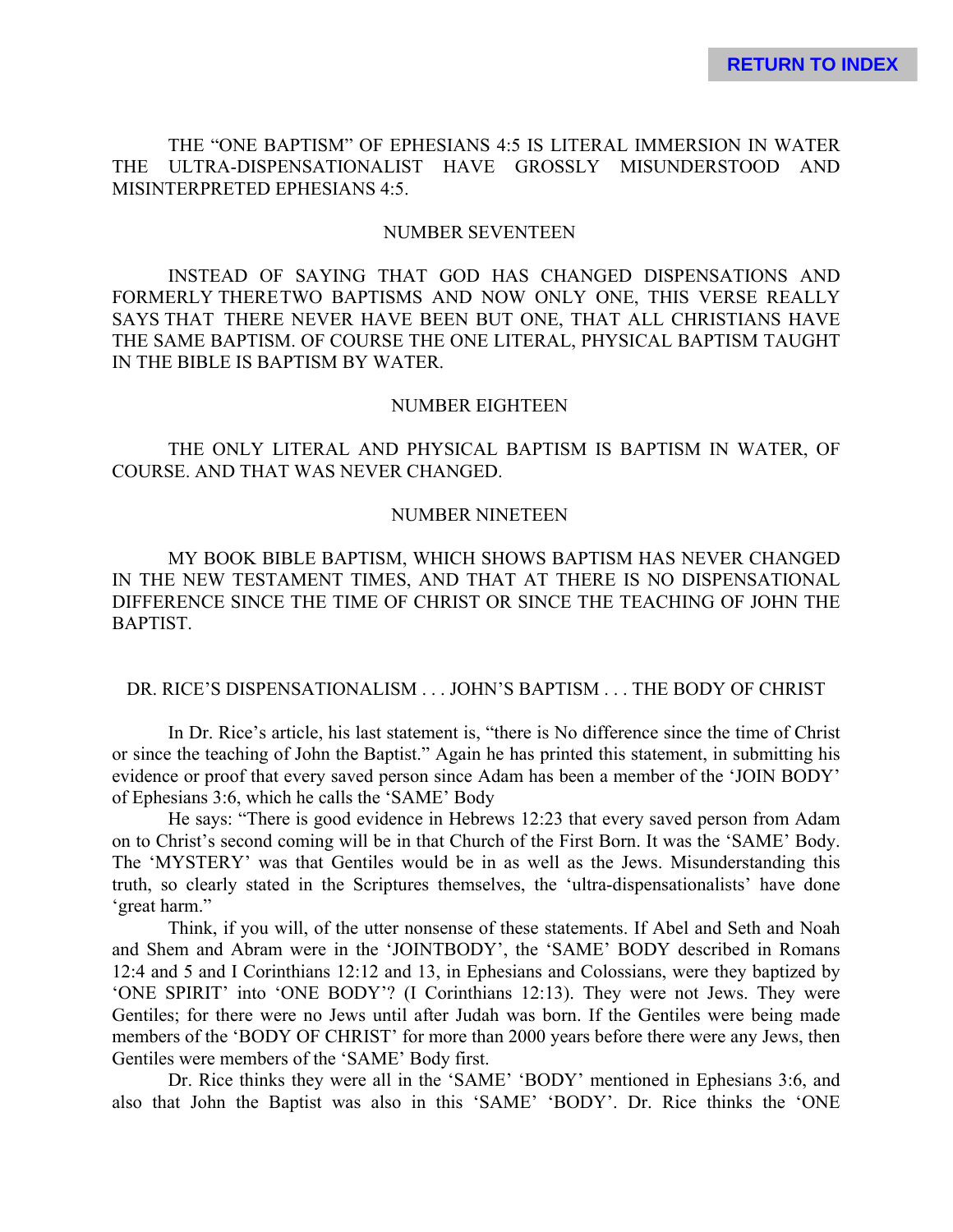THE "ONE BAPTISM" OF EPHESIANS 4:5 IS LITERAL IMMERSION IN WATER THE ULTRA-DISPENSATIONALIST HAVE GROSSLY MISUNDERSTOOD AND MISINTERPRETED EPHESIANS 4:5.

NUMBER SEVENTEEN

INSTEAD OF SAYING THAT GOD HAS CHANGED DISPENSATIONS AND FORMERLY THERETWO BAPTISMS AND NOW ONLY ONE, THIS VERSE REALLY SAYS THAT THERE NEVER HAVE BEEN BUT ONE, THAT ALL CHRISTIANS HAVE THE SAME BAPTISM. OF COURSE THE ONE LITERAL, PHYSICAL BAPTISM TAUGHT IN THE BIBLE IS BAPTISM BY WATER.

NUMBER EIGHTEEN

THE ONLY LITERAL AND PHYSICAL BAPTISM IS BAPTISM IN WATER, OF COURSE. AND THAT WAS NEVER CHANGED.

NUMBER NINETEEN

MY BOOK BIBLE BAPTISM, WHICH SHOWS BAPTISM HAS NEVER CHANGED IN THE NEW TESTAMENT TIMES, AND THAT AT THERE IS NO DISPENSATIONAL DIFFERENCE SINCE THE TIME OF CHRIST OR SINCE THE TEACHING OF JOHN THE BAPTIST.

DR. RICE'S DISPENSATIONALISM . . . JOHN'S BAPTISM . . . THE BODY OF CHRIST

In Dr. Rice's article, his last statement is, "there is No difference since the time of Christ or since the teaching of John the Baptist." Again he has printed this statement, in submitting his evidence or proof that every saved person since Adam has been a member of the 'JOIN BODY' of Ephesians 3:6, which he calls the 'SAME' Body

He says: "There is good evidence in Hebrews 12:23 that every saved person from Adam on to Christ's second coming will be in that Church of the First Born. It was the 'SAME' Body. The 'MYSTERY' was that Gentiles would be in as well as the Jews. Misunderstanding this truth, so clearly stated in the Scriptures themselves, the 'ultra-dispensationalists' have done 'great harm."

Think, if you will, of the utter nonsense of these statements. If Abel and Seth and Noah and Shem and Abram were in the 'JOINTBODY', the 'SAME' BODY described in Romans 12:4 and 5 and I Corinthians 12:12 and 13, in Ephesians and Colossians, were they baptized by 'ONE SPIRIT' into 'ONE BODY'? (I Corinthians 12:13). They were not Jews. They were Gentiles; for there were no Jews until after Judah was born. If the Gentiles were being made members of the 'BODY OF CHRIST' for more than 2000 years before there were any Jews, then Gentiles were members of the 'SAME' Body first.

Dr. Rice thinks they were all in the 'SAME' 'BODY' mentioned in Ephesians 3:6, and also that John the Baptist was also in this 'SAME' 'BODY'. Dr. Rice thinks the 'ONE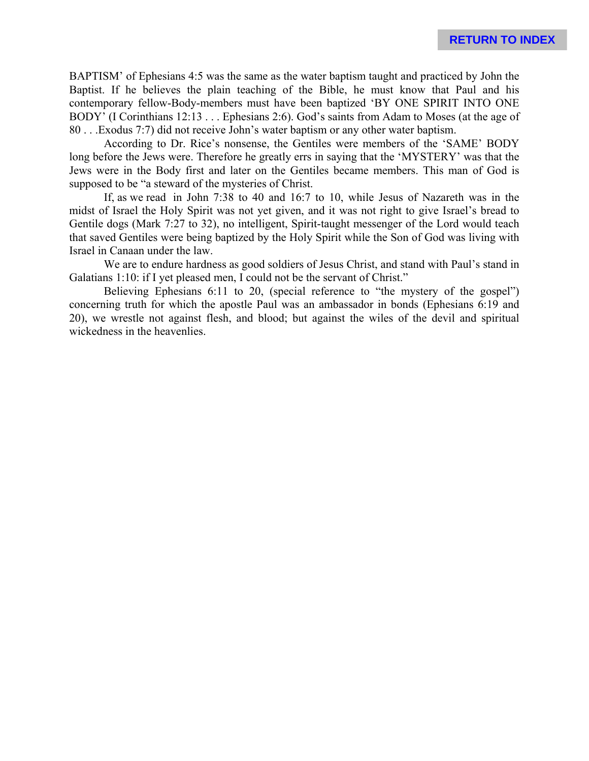BAPTISM' of Ephesians 4:5 was the same as the water baptism taught and practiced by John the Baptist. If he believes the plain teaching of the Bible, he must know that Paul and his contemporary fellow-Body-members must have been baptized 'BY ONE SPIRIT INTO ONE BODY' (I Corinthians 12:13 . . . Ephesians 2:6). God's saints from Adam to Moses (at the age of 80 . . .Exodus 7:7) did not receive John's water baptism or any other water baptism.

According to Dr. Rice's nonsense, the Gentiles were members of the 'SAME' BODY long before the Jews were. Therefore he greatly errs in saying that the 'MYSTERY' was that the Jews were in the Body first and later on the Gentiles became members. This man of God is supposed to be "a steward of the mysteries of Christ.

If, as we read in John 7:38 to 40 and 16:7 to 10, while Jesus of Nazareth was in the midst of Israel the Holy Spirit was not yet given, and it was not right to give Israel's bread to Gentile dogs (Mark 7:27 to 32), no intelligent, Spirit-taught messenger of the Lord would teach that saved Gentiles were being baptized by the Holy Spirit while the Son of God was living with Israel in Canaan under the law.

We are to endure hardness as good soldiers of Jesus Christ, and stand with Paul's stand in Galatians 1:10: if I yet pleased men, I could not be the servant of Christ."

Believing Ephesians 6:11 to 20, (special reference to "the mystery of the gospel") concerning truth for which the apostle Paul was an ambassador in bonds (Ephesians 6:19 and 20), we wrestle not against flesh, and blood; but against the wiles of the devil and spiritual wickedness in the heavenlies.